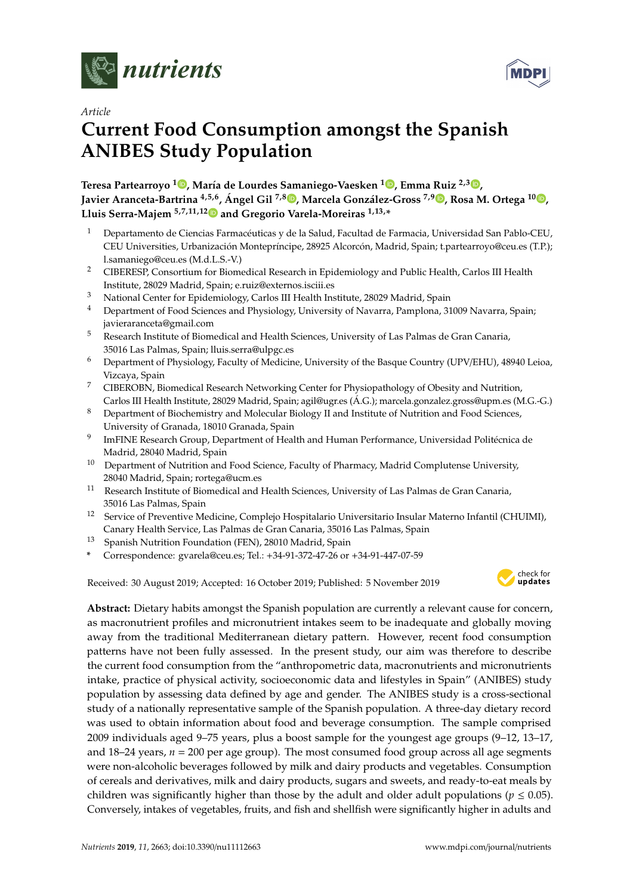*Article*

# Current Food Consumption amongst the Spanish ANIBES Study Population

**Teresa Partearroyo [1], María de Lourdes Samaniego-Vaesken [1], Emma Ruiz [2,3], Javier Aranceta-Bartrina [4,5,6], Ángel Gil [7,8], Marcela González-Gross [7,9], Rosa M. Ortega [10], Lluis Serra-Majem [5,7,11,12] and Gregorio Varela-Moreiras [1,13,*]**

1. Departamento de Ciencias Farmacéuticas y de la Salud, Facultad de Farmacia, Universidad San Pablo-CEU, CEU Universities, Urbanización Montepríncipe, 28925 Alcorcón, Madrid, Spain; t.partearroyo@ceu.es (T.P.); l.samaniego@ceu.es (M.d.L.S.-V.)
2. CIBERESP, Consortium for Biomedical Research in Epidemiology and Public Health, Carlos III Health Institute, 28029 Madrid, Spain; e.ruiz@externos.isciii.es
3. National Center for Epidemiology, Carlos III Health Institute, 28029 Madrid, Spain
4. Department of Food Sciences and Physiology, University of Navarra, Pamplona, 31009 Navarra, Spain; javieraranceta@gmail.com
5. Research Institute of Biomedical and Health Sciences, University of Las Palmas de Gran Canaria, 35016 Las Palmas, Spain; lluis.serra@ulpgc.es
6. Department of Physiology, Faculty of Medicine, University of the Basque Country (UPV/EHU), 48940 Leioa, Vizcaya, Spain
7. CIBEROBN, Biomedical Research Networking Center for Physiopathology of Obesity and Nutrition, Carlos III Health Institute, 28029 Madrid, Spain; agil@ugr.es (Á.G.); marcela.gonzalez.gross@upm.es (M.G.-G.)
8. Department of Biochemistry and Molecular Biology II and Institute of Nutrition and Food Sciences, University of Granada, 18010 Granada, Spain
9. ImFINE Research Group, Department of Health and Human Performance, Universidad Politécnica de Madrid, 28040 Madrid, Spain
10. Department of Nutrition and Food Science, Faculty of Pharmacy, Madrid Complutense University, 28040 Madrid, Spain; rortega@ucm.es
11. Research Institute of Biomedical and Health Sciences, University of Las Palmas de Gran Canaria, 35016 Las Palmas, Spain
12. Service of Preventive Medicine, Complejo Hospitalario Universitario Insular Materno Infantil (CHUIMI), Canary Health Service, Las Palmas de Gran Canaria, 35016 Las Palmas, Spain
13. Spanish Nutrition Foundation (FEN), 28010 Madrid, Spain

\* Correspondence: gvarela@ceu.es; Tel.: +34-91-372-47-26 or +34-91-447-07-59

Received: 30 August 2019; Accepted: 16 October 2019; Published: 5 November 2019

**Abstract:** Dietary habits amongst the Spanish population are currently a relevant cause for concern, as macronutrient profiles and micronutrient intakes seem to be inadequate and globally moving away from the traditional Mediterranean dietary pattern. However, recent food consumption patterns have not been fully assessed. In the present study, our aim was therefore to describe the current food consumption from the "anthropometric data, macronutrients and micronutrients intake, practice of physical activity, socioeconomic data and lifestyles in Spain" (ANIBES) study population by assessing data defined by age and gender. The ANIBES study is a cross-sectional study of a nationally representative sample of the Spanish population. A three-day dietary record was used to obtain information about food and beverage consumption. The sample comprised 2009 individuals aged 9–75 years, plus a boost sample for the youngest age groups (9–12, 13–17, and 18–24 years, $n = 200$ per age group). The most consumed food group across all age segments were non-alcoholic beverages followed by milk and dairy products and vegetables. Consumption of cereals and derivatives, milk and dairy products, sugars and sweets, and ready-to-eat meals by children was significantly higher than those by the adult and older adult populations ($p \leq 0.05$). Conversely, intakes of vegetables, fruits, and fish and shellfish were significantly higher in adults and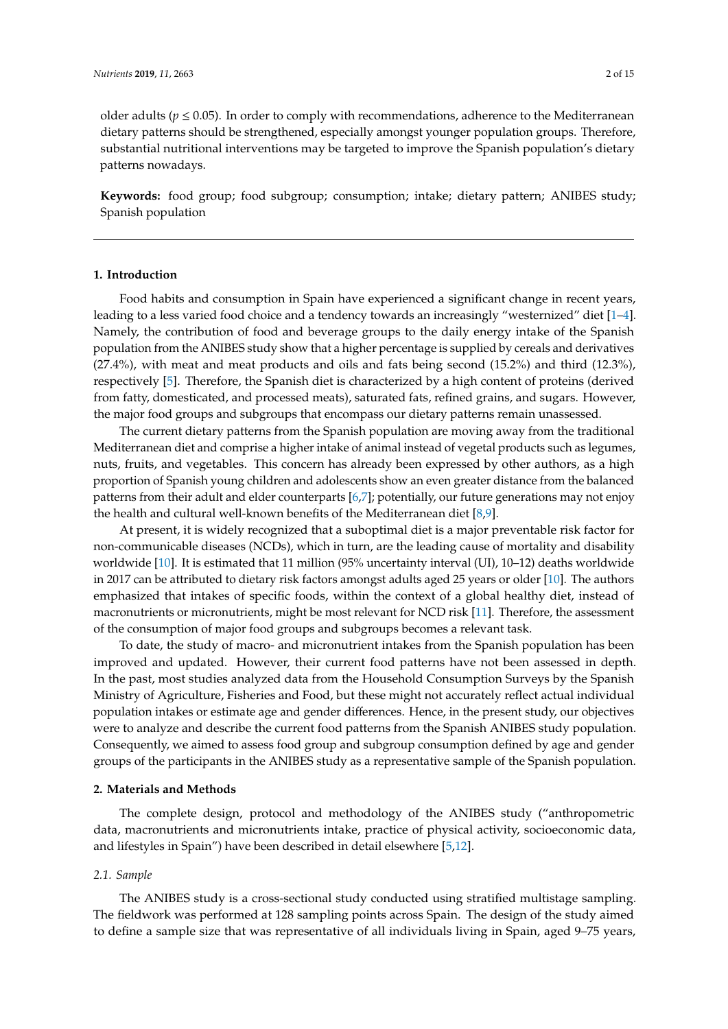older adults ($p \leq 0.05$). In order to comply with recommendations, adherence to the Mediterranean dietary patterns should be strengthened, especially amongst younger population groups. Therefore, substantial nutritional interventions may be targeted to improve the Spanish population's dietary patterns nowadays.

**Keywords:** food group; food subgroup; consumption; intake; dietary pattern; ANIBES study; Spanish population

## 1. Introduction

Food habits and consumption in Spain have experienced a significant change in recent years, leading to a less varied food choice and a tendency towards an increasingly "westernized" diet [1–4]. Namely, the contribution of food and beverage groups to the daily energy intake of the Spanish population from the ANIBES study show that a higher percentage is supplied by cereals and derivatives (27.4%), with meat and meat products and oils and fats being second (15.2%) and third (12.3%), respectively [5]. Therefore, the Spanish diet is characterized by a high content of proteins (derived from fatty, domesticated, and processed meats), saturated fats, refined grains, and sugars. However, the major food groups and subgroups that encompass our dietary patterns remain unassessed.

The current dietary patterns from the Spanish population are moving away from the traditional Mediterranean diet and comprise a higher intake of animal instead of vegetal products such as legumes, nuts, fruits, and vegetables. This concern has already been expressed by other authors, as a high proportion of Spanish young children and adolescents show an even greater distance from the balanced patterns from their adult and elder counterparts [6,7]; potentially, our future generations may not enjoy the health and cultural well-known benefits of the Mediterranean diet [8,9].

At present, it is widely recognized that a suboptimal diet is a major preventable risk factor for non-communicable diseases (NCDs), which in turn, are the leading cause of mortality and disability worldwide [10]. It is estimated that 11 million (95% uncertainty interval (UI), 10–12) deaths worldwide in 2017 can be attributed to dietary risk factors amongst adults aged 25 years or older [10]. The authors emphasized that intakes of specific foods, within the context of a global healthy diet, instead of macronutrients or micronutrients, might be most relevant for NCD risk [11]. Therefore, the assessment of the consumption of major food groups and subgroups becomes a relevant task.

To date, the study of macro- and micronutrient intakes from the Spanish population has been improved and updated. However, their current food patterns have not been assessed in depth. In the past, most studies analyzed data from the Household Consumption Surveys by the Spanish Ministry of Agriculture, Fisheries and Food, but these might not accurately reflect actual individual population intakes or estimate age and gender differences. Hence, in the present study, our objectives were to analyze and describe the current food patterns from the Spanish ANIBES study population. Consequently, we aimed to assess food group and subgroup consumption defined by age and gender groups of the participants in the ANIBES study as a representative sample of the Spanish population.

## 2. Materials and Methods

The complete design, protocol and methodology of the ANIBES study ("anthropometric data, macronutrients and micronutrients intake, practice of physical activity, socioeconomic data, and lifestyles in Spain") have been described in detail elsewhere [5,12].

### 2.1. Sample

The ANIBES study is a cross-sectional study conducted using stratified multistage sampling. The fieldwork was performed at 128 sampling points across Spain. The design of the study aimed to define a sample size that was representative of all individuals living in Spain, aged 9–75 years,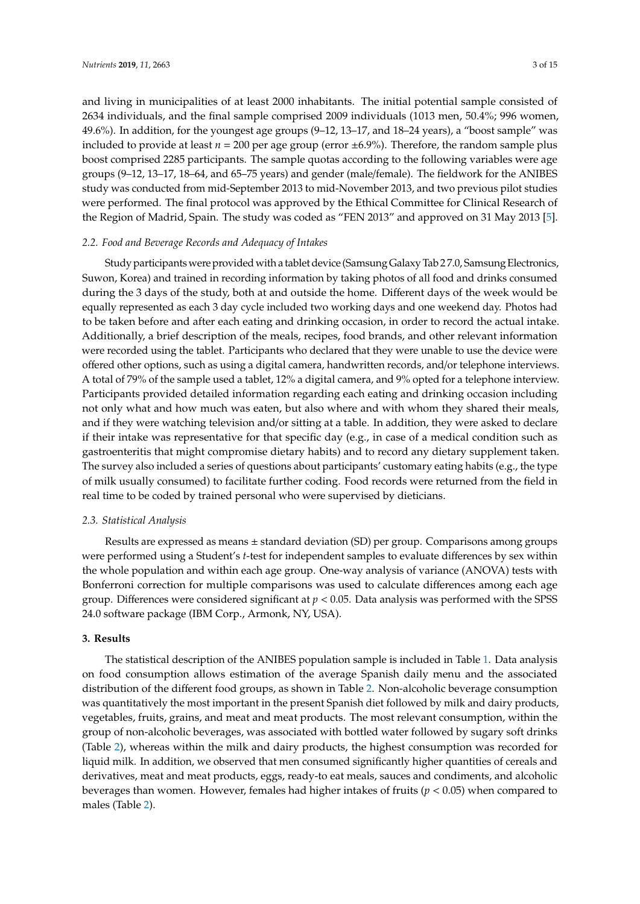and living in municipalities of at least 2000 inhabitants. The initial potential sample consisted of 2634 individuals, and the final sample comprised 2009 individuals (1013 men, 50.4%; 996 women, 49.6%). In addition, for the youngest age groups (9–12, 13–17, and 18–24 years), a "boost sample" was included to provide at least $n = 200$ per age group (error ±6.9%). Therefore, the random sample plus boost comprised 2285 participants. The sample quotas according to the following variables were age groups (9–12, 13–17, 18–64, and 65–75 years) and gender (male/female). The fieldwork for the ANIBES study was conducted from mid-September 2013 to mid-November 2013, and two previous pilot studies were performed. The final protocol was approved by the Ethical Committee for Clinical Research of the Region of Madrid, Spain. The study was coded as "FEN 2013" and approved on 31 May 2013 [5].

### 2.2. Food and Beverage Records and Adequacy of Intakes

Study participants were provided with a tablet device (Samsung Galaxy Tab 2 7.0, Samsung Electronics, Suwon, Korea) and trained in recording information by taking photos of all food and drinks consumed during the 3 days of the study, both at and outside the home. Different days of the week would be equally represented as each 3 day cycle included two working days and one weekend day. Photos had to be taken before and after each eating and drinking occasion, in order to record the actual intake. Additionally, a brief description of the meals, recipes, food brands, and other relevant information were recorded using the tablet. Participants who declared that they were unable to use the device were offered other options, such as using a digital camera, handwritten records, and/or telephone interviews. A total of 79% of the sample used a tablet, 12% a digital camera, and 9% opted for a telephone interview. Participants provided detailed information regarding each eating and drinking occasion including not only what and how much was eaten, but also where and with whom they shared their meals, and if they were watching television and/or sitting at a table. In addition, they were asked to declare if their intake was representative for that specific day (e.g., in case of a medical condition such as gastroenteritis that might compromise dietary habits) and to record any dietary supplement taken. The survey also included a series of questions about participants' customary eating habits (e.g., the type of milk usually consumed) to facilitate further coding. Food records were returned from the field in real time to be coded by trained personal who were supervised by dieticians.

### 2.3. Statistical Analysis

Results are expressed as means ± standard deviation (SD) per group. Comparisons among groups were performed using a Student's *t*-test for independent samples to evaluate differences by sex within the whole population and within each age group. One-way analysis of variance (ANOVA) tests with Bonferroni correction for multiple comparisons was used to calculate differences among each age group. Differences were considered significant at $p < 0.05$. Data analysis was performed with the SPSS 24.0 software package (IBM Corp., Armonk, NY, USA).

## 3. Results

The statistical description of the ANIBES population sample is included in Table 1. Data analysis on food consumption allows estimation of the average Spanish daily menu and the associated distribution of the different food groups, as shown in Table 2. Non-alcoholic beverage consumption was quantitatively the most important in the present Spanish diet followed by milk and dairy products, vegetables, fruits, grains, and meat and meat products. The most relevant consumption, within the group of non-alcoholic beverages, was associated with bottled water followed by sugary soft drinks (Table 2), whereas within the milk and dairy products, the highest consumption was recorded for liquid milk. In addition, we observed that men consumed significantly higher quantities of cereals and derivatives, meat and meat products, eggs, ready-to eat meals, sauces and condiments, and alcoholic beverages than women. However, females had higher intakes of fruits ($p < 0.05$) when compared to males (Table 2).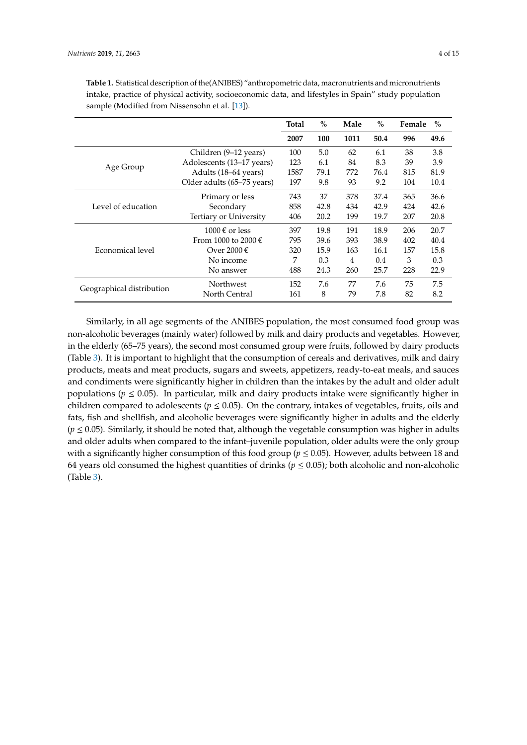**Table 1.** Statistical description of the(ANIBES) "anthropometric data, macronutrients and micronutrients intake, practice of physical activity, socioeconomic data, and lifestyles in Spain" study population sample (Modified from Nissensohn et al. [13]).

| | | Total | % | Male | % | Female | % |
|---|---|---|---|---|---|---|---|
| | | **2007** | **100** | **1011** | **50.4** | **996** | **49.6** |
| Age Group | Children (9–12 years) | 100 | 5.0 | 62 | 6.1 | 38 | 3.8 |
| | Adolescents (13–17 years) | 123 | 6.1 | 84 | 8.3 | 39 | 3.9 |
| | Adults (18–64 years) | 1587 | 79.1 | 772 | 76.4 | 815 | 81.9 |
| | Older adults (65–75 years) | 197 | 9.8 | 93 | 9.2 | 104 | 10.4 |
| Level of education | Primary or less | 743 | 37 | 378 | 37.4 | 365 | 36.6 |
| | Secondary | 858 | 42.8 | 434 | 42.9 | 424 | 42.6 |
| | Tertiary or University | 406 | 20.2 | 199 | 19.7 | 207 | 20.8 |
| Economical level | 1000 € or less | 397 | 19.8 | 191 | 18.9 | 206 | 20.7 |
| | From 1000 to 2000 € | 795 | 39.6 | 393 | 38.9 | 402 | 40.4 |
| | Over 2000 € | 320 | 15.9 | 163 | 16.1 | 157 | 15.8 |
| | No income | 7 | 0.3 | 4 | 0.4 | 3 | 0.3 |
| | No answer | 488 | 24.3 | 260 | 25.7 | 228 | 22.9 |
| Geographical distribution | Northwest | 152 | 7.6 | 77 | 7.6 | 75 | 7.5 |
| | North Central | 161 | 8 | 79 | 7.8 | 82 | 8.2 |

Similarly, in all age segments of the ANIBES population, the most consumed food group was non-alcoholic beverages (mainly water) followed by milk and dairy products and vegetables. However, in the elderly (65–75 years), the second most consumed group were fruits, followed by dairy products (Table 3). It is important to highlight that the consumption of cereals and derivatives, milk and dairy products, meats and meat products, sugars and sweets, appetizers, ready-to-eat meals, and sauces and condiments were significantly higher in children than the intakes by the adult and older adult populations ($p \leq 0.05$). In particular, milk and dairy products intake were significantly higher in children compared to adolescents ($p \leq 0.05$). On the contrary, intakes of vegetables, fruits, oils and fats, fish and shellfish, and alcoholic beverages were significantly higher in adults and the elderly ($p \leq 0.05$). Similarly, it should be noted that, although the vegetable consumption was higher in adults and older adults when compared to the infant–juvenile population, older adults were the only group with a significantly higher consumption of this food group ($p \leq 0.05$). However, adults between 18 and 64 years old consumed the highest quantities of drinks ($p \leq 0.05$); both alcoholic and non-alcoholic (Table 3).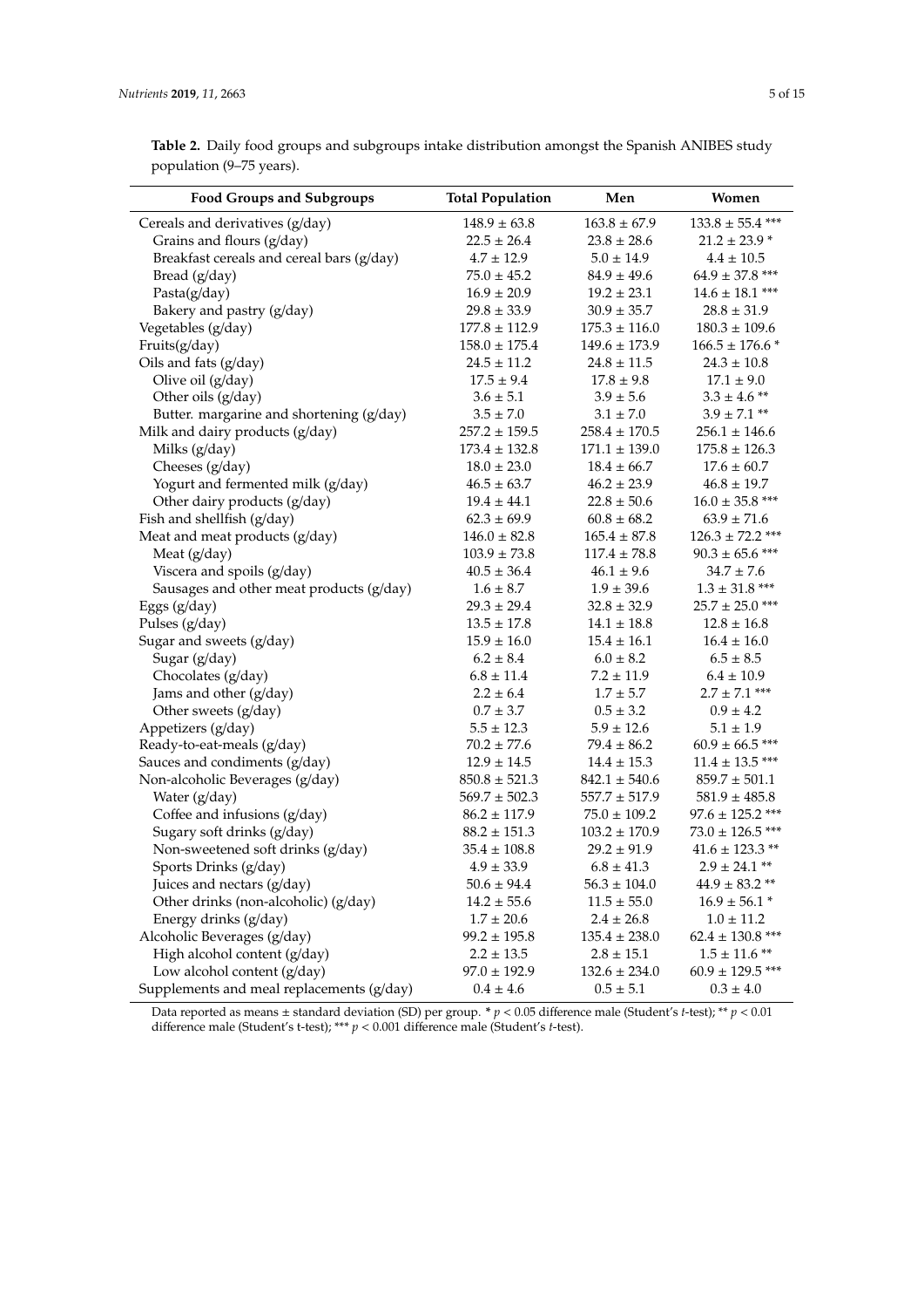**Table 2.** Daily food groups and subgroups intake distribution amongst the Spanish ANIBES study population (9–75 years).

| Food Groups and Subgroups | Total Population | Men | Women |
|---|---|---|---|
| Cereals and derivatives (g/day) | 148.9 ± 63.8 | 163.8 ± 67.9 | 133.8 ± 55.4 *** |
| Grains and flours (g/day) | 22.5 ± 26.4 | 23.8 ± 28.6 | 21.2 ± 23.9 * |
| Breakfast cereals and cereal bars (g/day) | 4.7 ± 12.9 | 5.0 ± 14.9 | 4.4 ± 10.5 |
| Bread (g/day) | 75.0 ± 45.2 | 84.9 ± 49.6 | 64.9 ± 37.8 *** |
| Pasta(g/day) | 16.9 ± 20.9 | 19.2 ± 23.1 | 14.6 ± 18.1 *** |
| Bakery and pastry (g/day) | 29.8 ± 33.9 | 30.9 ± 35.7 | 28.8 ± 31.9 |
| Vegetables (g/day) | 177.8 ± 112.9 | 175.3 ± 116.0 | 180.3 ± 109.6 |
| Fruits(g/day) | 158.0 ± 175.4 | 149.6 ± 173.9 | 166.5 ± 176.6 * |
| Oils and fats (g/day) | 24.5 ± 11.2 | 24.8 ± 11.5 | 24.3 ± 10.8 |
| Olive oil (g/day) | 17.5 ± 9.4 | 17.8 ± 9.8 | 17.1 ± 9.0 |
| Other oils (g/day) | 3.6 ± 5.1 | 3.9 ± 5.6 | 3.3 ± 4.6 ** |
| Butter. margarine and shortening (g/day) | 3.5 ± 7.0 | 3.1 ± 7.0 | 3.9 ± 7.1 ** |
| Milk and dairy products (g/day) | 257.2 ± 159.5 | 258.4 ± 170.5 | 256.1 ± 146.6 |
| Milks (g/day) | 173.4 ± 132.8 | 171.1 ± 139.0 | 175.8 ± 126.3 |
| Cheeses (g/day) | 18.0 ± 23.0 | 18.4 ± 66.7 | 17.6 ± 60.7 |
| Yogurt and fermented milk (g/day) | 46.5 ± 63.7 | 46.2 ± 23.9 | 46.8 ± 19.7 |
| Other dairy products (g/day) | 19.4 ± 44.1 | 22.8 ± 50.6 | 16.0 ± 35.8 *** |
| Fish and shellfish (g/day) | 62.3 ± 69.9 | 60.8 ± 68.2 | 63.9 ± 71.6 |
| Meat and meat products (g/day) | 146.0 ± 82.8 | 165.4 ± 87.8 | 126.3 ± 72.2 *** |
| Meat (g/day) | 103.9 ± 73.8 | 117.4 ± 78.8 | 90.3 ± 65.6 *** |
| Viscera and spoils (g/day) | 40.5 ± 36.4 | 46.1 ± 9.6 | 34.7 ± 7.6 |
| Sausages and other meat products (g/day) | 1.6 ± 8.7 | 1.9 ± 39.6 | 1.3 ± 31.8 *** |
| Eggs (g/day) | 29.3 ± 29.4 | 32.8 ± 32.9 | 25.7 ± 25.0 *** |
| Pulses (g/day) | 13.5 ± 17.8 | 14.1 ± 18.8 | 12.8 ± 16.8 |
| Sugar and sweets (g/day) | 15.9 ± 16.0 | 15.4 ± 16.1 | 16.4 ± 16.0 |
| Sugar (g/day) | 6.2 ± 8.4 | 6.0 ± 8.2 | 6.5 ± 8.5 |
| Chocolates (g/day) | 6.8 ± 11.4 | 7.2 ± 11.9 | 6.4 ± 10.9 |
| Jams and other (g/day) | 2.2 ± 6.4 | 1.7 ± 5.7 | 2.7 ± 7.1 *** |
| Other sweets (g/day) | 0.7 ± 3.7 | 0.5 ± 3.2 | 0.9 ± 4.2 |
| Appetizers (g/day) | 5.5 ± 12.3 | 5.9 ± 12.6 | 5.1 ± 1.9 |
| Ready-to-eat-meals (g/day) | 70.2 ± 77.6 | 79.4 ± 86.2 | 60.9 ± 66.5 *** |
| Sauces and condiments (g/day) | 12.9 ± 14.5 | 14.4 ± 15.3 | 11.4 ± 13.5 *** |
| Non-alcoholic Beverages (g/day) | 850.8 ± 521.3 | 842.1 ± 540.6 | 859.7 ± 501.1 |
| Water (g/day) | 569.7 ± 502.3 | 557.7 ± 517.9 | 581.9 ± 485.8 |
| Coffee and infusions (g/day) | 86.2 ± 117.9 | 75.0 ± 109.2 | 97.6 ± 125.2 *** |
| Sugary soft drinks (g/day) | 88.2 ± 151.3 | 103.2 ± 170.9 | 73.0 ± 126.5 *** |
| Non-sweetened soft drinks (g/day) | 35.4 ± 108.8 | 29.2 ± 91.9 | 41.6 ± 123.3 ** |
| Sports Drinks (g/day) | 4.9 ± 33.9 | 6.8 ± 41.3 | 2.9 ± 24.1 ** |
| Juices and nectars (g/day) | 50.6 ± 94.4 | 56.3 ± 104.0 | 44.9 ± 83.2 ** |
| Other drinks (non-alcoholic) (g/day) | 14.2 ± 55.6 | 11.5 ± 55.0 | 16.9 ± 56.1 * |
| Energy drinks (g/day) | 1.7 ± 20.6 | 2.4 ± 26.8 | 1.0 ± 11.2 |
| Alcoholic Beverages (g/day) | 99.2 ± 195.8 | 135.4 ± 238.0 | 62.4 ± 130.8 *** |
| High alcohol content (g/day) | 2.2 ± 13.5 | 2.8 ± 15.1 | 1.5 ± 11.6 ** |
| Low alcohol content (g/day) | 97.0 ± 192.9 | 132.6 ± 234.0 | 60.9 ± 129.5 *** |
| Supplements and meal replacements (g/day) | 0.4 ± 4.6 | 0.5 ± 5.1 | 0.3 ± 4.0 |

Data reported as means ± standard deviation (SD) per group. * $p < 0.05$ difference male (Student's *t*-test); ** $p < 0.01$ difference male (Student's t-test); *** $p < 0.001$ difference male (Student's *t*-test).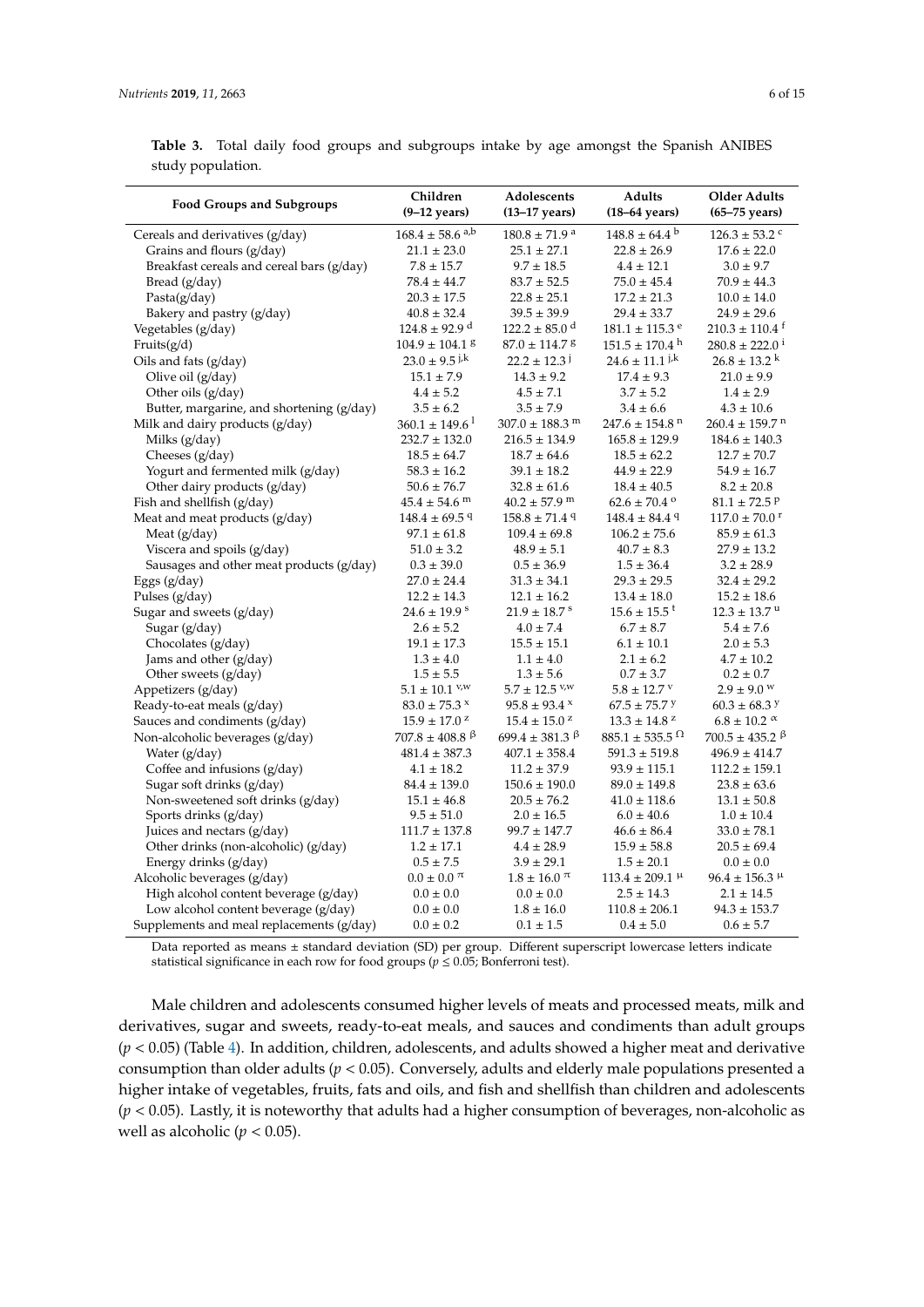**Table 3.** Total daily food groups and subgroups intake by age amongst the Spanish ANIBES study population.

| Food Groups and Subgroups | Children (9–12 years) | Adolescents (13–17 years) | Adults (18–64 years) | Older Adults (65–75 years) |
|---|---|---|---|---|
| Cereals and derivatives (g/day) | 168.4 ± 58.6 $^{a,b}$ | 180.8 ± 71.9 $^{a}$ | 148.8 ± 64.4 $^{b}$ | 126.3 ± 53.2 $^{c}$ |
| Grains and flours (g/day) | 21.1 ± 23.0 | 25.1 ± 27.1 | 22.8 ± 26.9 | 17.6 ± 22.0 |
| Breakfast cereals and cereal bars (g/day) | 7.8 ± 15.7 | 9.7 ± 18.5 | 4.4 ± 12.1 | 3.0 ± 9.7 |
| Bread (g/day) | 78.4 ± 44.7 | 83.7 ± 52.5 | 75.0 ± 45.4 | 70.9 ± 44.3 |
| Pasta(g/day) | 20.3 ± 17.5 | 22.8 ± 25.1 | 17.2 ± 21.3 | 10.0 ± 14.0 |
| Bakery and pastry (g/day) | 40.8 ± 32.4 | 39.5 ± 39.9 | 29.4 ± 33.7 | 24.9 ± 29.6 |
| Vegetables (g/day) | 124.8 ± 92.9 $^{d}$ | 122.2 ± 85.0 $^{d}$ | 181.1 ± 115.3 $^{e}$ | 210.3 ± 110.4 $^{f}$ |
| Fruits(g/d) | 104.9 ± 104.1 $^{g}$ | 87.0 ± 114.7 $^{g}$ | 151.5 ± 170.4 $^{h}$ | 280.8 ± 222.0 $^{i}$ |
| Oils and fats (g/day) | 23.0 ± 9.5 $^{j,k}$ | 22.2 ± 12.3 $^{j}$ | 24.6 ± 11.1 $^{j,k}$ | 26.8 ± 13.2 $^{k}$ |
| Olive oil (g/day) | 15.1 ± 7.9 | 14.3 ± 9.2 | 17.4 ± 9.3 | 21.0 ± 9.9 |
| Other oils (g/day) | 4.4 ± 5.2 | 4.5 ± 7.1 | 3.7 ± 5.2 | 1.4 ± 2.9 |
| Butter, margarine, and shortening (g/day) | 3.5 ± 6.2 | 3.5 ± 7.9 | 3.4 ± 6.6 | 4.3 ± 10.6 |
| Milk and dairy products (g/day) | 360.1 ± 149.6 $^{l}$ | 307.0 ± 188.3 $^{m}$ | 247.6 ± 154.8 $^{n}$ | 260.4 ± 159.7 $^{n}$ |
| Milks (g/day) | 232.7 ± 132.0 | 216.5 ± 134.9 | 165.8 ± 129.9 | 184.6 ± 140.3 |
| Cheeses (g/day) | 18.5 ± 64.7 | 18.7 ± 64.6 | 18.5 ± 62.2 | 12.7 ± 70.7 |
| Yogurt and fermented milk (g/day) | 58.3 ± 16.2 | 39.1 ± 18.2 | 44.9 ± 22.9 | 54.9 ± 16.7 |
| Other dairy products (g/day) | 50.6 ± 76.7 | 32.8 ± 61.6 | 18.4 ± 40.5 | 8.2 ± 20.8 |
| Fish and shellfish (g/day) | 45.4 ± 54.6 $^{m}$ | 40.2 ± 57.9 $^{m}$ | 62.6 ± 70.4 $^{o}$ | 81.1 ± 72.5 $^{p}$ |
| Meat and meat products (g/day) | 148.4 ± 69.5 $^{q}$ | 158.8 ± 71.4 $^{q}$ | 148.4 ± 84.4 $^{q}$ | 117.0 ± 70.0 $^{r}$ |
| Meat (g/day) | 97.1 ± 61.8 | 109.4 ± 69.8 | 106.2 ± 75.6 | 85.9 ± 61.3 |
| Viscera and spoils (g/day) | 51.0 ± 3.2 | 48.9 ± 5.1 | 40.7 ± 8.3 | 27.9 ± 13.2 |
| Sausages and other meat products (g/day) | 0.3 ± 39.0 | 0.5 ± 36.9 | 1.5 ± 36.4 | 3.2 ± 28.9 |
| Eggs (g/day) | 27.0 ± 24.4 | 31.3 ± 34.1 | 29.3 ± 29.5 | 32.4 ± 29.2 |
| Pulses (g/day) | 12.2 ± 14.3 | 12.1 ± 16.2 | 13.4 ± 18.0 | 15.2 ± 18.6 |
| Sugar and sweets (g/day) | 24.6 ± 19.9 $^{s}$ | 21.9 ± 18.7 $^{s}$ | 15.6 ± 15.5 $^{t}$ | 12.3 ± 13.7 $^{u}$ |
| Sugar (g/day) | 2.6 ± 5.2 | 4.0 ± 7.4 | 6.7 ± 8.7 | 5.4 ± 7.6 |
| Chocolates (g/day) | 19.1 ± 17.3 | 15.5 ± 15.1 | 6.1 ± 10.1 | 2.0 ± 5.3 |
| Jams and other (g/day) | 1.3 ± 4.0 | 1.1 ± 4.0 | 2.1 ± 6.2 | 4.7 ± 10.2 |
| Other sweets (g/day) | 1.5 ± 5.5 | 1.3 ± 5.6 | 0.7 ± 3.7 | 0.2 ± 0.7 |
| Appetizers (g/day) | 5.1 ± 10.1 $^{v,w}$ | 5.7 ± 12.5 $^{v,w}$ | 5.8 ± 12.7 $^{v}$ | 2.9 ± 9.0 $^{w}$ |
| Ready-to-eat meals (g/day) | 83.0 ± 75.3 $^{x}$ | 95.8 ± 93.4 $^{x}$ | 67.5 ± 75.7 $^{y}$ | 60.3 ± 68.3 $^{y}$ |
| Sauces and condiments (g/day) | 15.9 ± 17.0 $^{z}$ | 15.4 ± 15.0 $^{z}$ | 13.3 ± 14.8 $^{z}$ | 6.8 ± 10.2 $^{\alpha}$ |
| Non-alcoholic beverages (g/day) | 707.8 ± 408.8 $^{\beta}$ | 699.4 ± 381.3 $^{\beta}$ | 885.1 ± 535.5 $^{\Omega}$ | 700.5 ± 435.2 $^{\beta}$ |
| Water (g/day) | 481.4 ± 387.3 | 407.1 ± 358.4 | 591.3 ± 519.8 | 496.9 ± 414.7 |
| Coffee and infusions (g/day) | 4.1 ± 18.2 | 11.2 ± 37.9 | 93.9 ± 115.1 | 112.2 ± 159.1 |
| Sugar soft drinks (g/day) | 84.4 ± 139.0 | 150.6 ± 190.0 | 89.0 ± 149.8 | 23.8 ± 63.6 |
| Non-sweetened soft drinks (g/day) | 15.1 ± 46.8 | 20.5 ± 76.2 | 41.0 ± 118.6 | 13.1 ± 50.8 |
| Sports drinks (g/day) | 9.5 ± 51.0 | 2.0 ± 16.5 | 6.0 ± 40.6 | 1.0 ± 10.4 |
| Juices and nectars (g/day) | 111.7 ± 137.8 | 99.7 ± 147.7 | 46.6 ± 86.4 | 33.0 ± 78.1 |
| Other drinks (non-alcoholic) (g/day) | 1.2 ± 17.1 | 4.4 ± 28.9 | 15.9 ± 58.8 | 20.5 ± 69.4 |
| Energy drinks (g/day) | 0.5 ± 7.5 | 3.9 ± 29.1 | 1.5 ± 20.1 | 0.0 ± 0.0 |
| Alcoholic beverages (g/day) | 0.0 ± 0.0 $^{\pi}$ | 1.8 ± 16.0 $^{\pi}$ | 113.4 ± 209.1 $^{\mu}$ | 96.4 ± 156.3 $^{\mu}$ |
| High alcohol content beverage (g/day) | 0.0 ± 0.0 | 0.0 ± 0.0 | 2.5 ± 14.3 | 2.1 ± 14.5 |
| Low alcohol content beverage (g/day) | 0.0 ± 0.0 | 1.8 ± 16.0 | 110.8 ± 206.1 | 94.3 ± 153.7 |
| Supplements and meal replacements (g/day) | 0.0 ± 0.2 | 0.1 ± 1.5 | 0.4 ± 5.0 | 0.6 ± 5.7 |

Data reported as means ± standard deviation (SD) per group. Different superscript lowercase letters indicate statistical significance in each row for food groups ($p \leq 0.05$; Bonferroni test).

Male children and adolescents consumed higher levels of meats and processed meats, milk and derivatives, sugar and sweets, ready-to-eat meals, and sauces and condiments than adult groups ($p < 0.05$) (Table 4). In addition, children, adolescents, and adults showed a higher meat and derivative consumption than older adults ($p < 0.05$). Conversely, adults and elderly male populations presented a higher intake of vegetables, fruits, fats and oils, and fish and shellfish than children and adolescents ($p < 0.05$). Lastly, it is noteworthy that adults had a higher consumption of beverages, non-alcoholic as well as alcoholic ($p < 0.05$).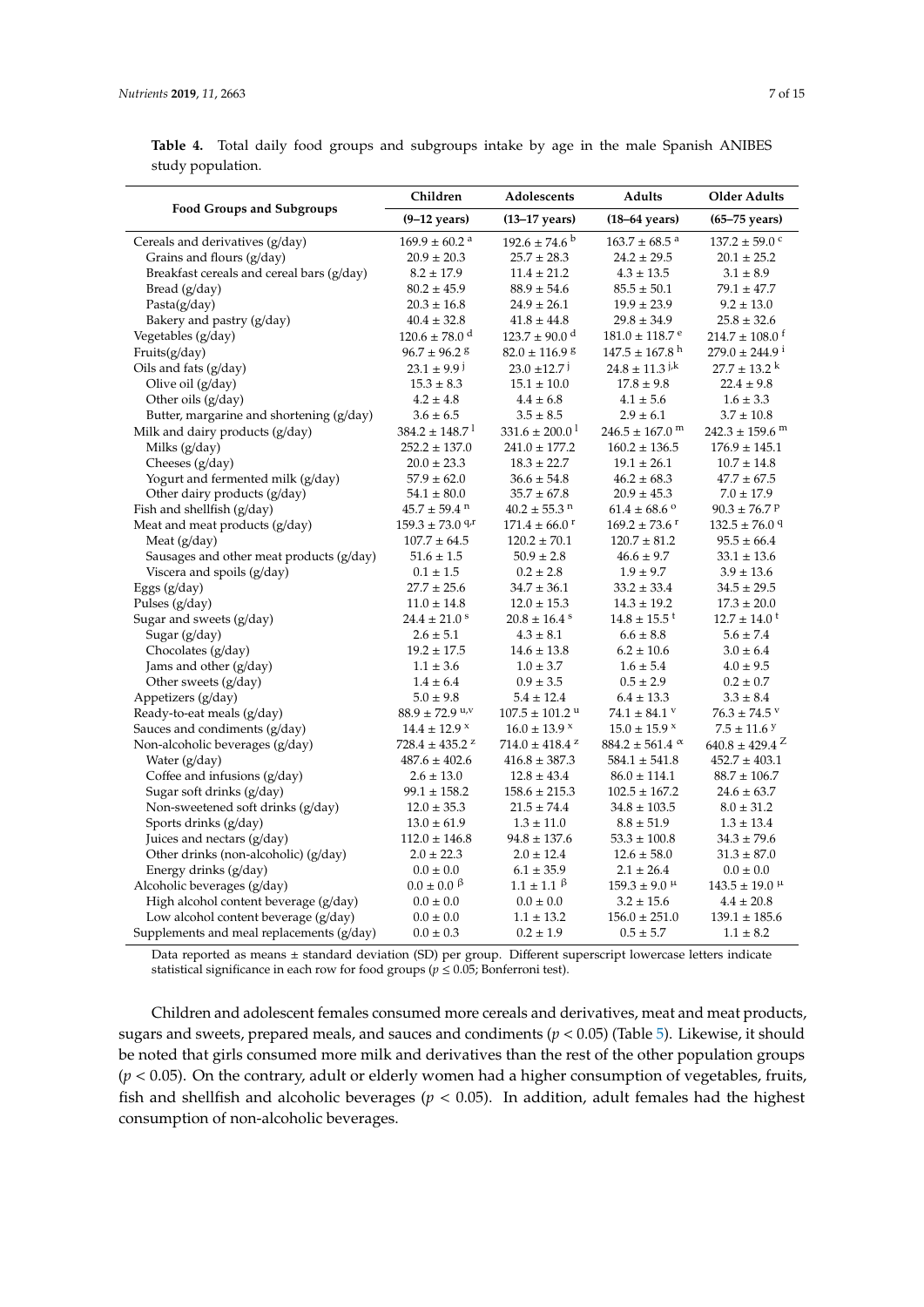**Table 4.** Total daily food groups and subgroups intake by age in the male Spanish ANIBES study population.

| Food Groups and Subgroups | Children | Adolescents | Adults | Older Adults |
|---|---|---|---|---|
| | (9–12 years) | (13–17 years) | (18–64 years) | (65–75 years) |
| Cereals and derivatives (g/day) | 169.9 ± 60.2 $^{a}$ | 192.6 ± 74.6 $^{b}$ | 163.7 ± 68.5 $^{a}$ | 137.2 ± 59.0 $^{c}$ |
| Grains and flours (g/day) | 20.9 ± 20.3 | 25.7 ± 28.3 | 24.2 ± 29.5 | 20.1 ± 25.2 |
| Breakfast cereals and cereal bars (g/day) | 8.2 ± 17.9 | 11.4 ± 21.2 | 4.3 ± 13.5 | 3.1 ± 8.9 |
| Bread (g/day) | 80.2 ± 45.9 | 88.9 ± 54.6 | 85.5 ± 50.1 | 79.1 ± 47.7 |
| Pasta(g/day) | 20.3 ± 16.8 | 24.9 ± 26.1 | 19.9 ± 23.9 | 9.2 ± 13.0 |
| Bakery and pastry (g/day) | 40.4 ± 32.8 | 41.8 ± 44.8 | 29.8 ± 34.9 | 25.8 ± 32.6 |
| Vegetables (g/day) | 120.6 ± 78.0 $^{d}$ | 123.7 ± 90.0 $^{d}$ | 181.0 ± 118.7 $^{e}$ | 214.7 ± 108.0 $^{f}$ |
| Fruits(g/day) | 96.7 ± 96.2 $^{g}$ | 82.0 ± 116.9 $^{g}$ | 147.5 ± 167.8 $^{h}$ | 279.0 ± 244.9 $^{i}$ |
| Oils and fats (g/day) | 23.1 ± 9.9 $^{j}$ | 23.0 ±12.7 $^{j}$ | 24.8 ± 11.3 $^{j,k}$ | 27.7 ± 13.2 $^{k}$ |
| Olive oil (g/day) | 15.3 ± 8.3 | 15.1 ± 10.0 | 17.8 ± 9.8 | 22.4 ± 9.8 |
| Other oils (g/day) | 4.2 ± 4.8 | 4.4 ± 6.8 | 4.1 ± 5.6 | 1.6 ± 3.3 |
| Butter, margarine and shortening (g/day) | 3.6 ± 6.5 | 3.5 ± 8.5 | 2.9 ± 6.1 | 3.7 ± 10.8 |
| Milk and dairy products (g/day) | 384.2 ± 148.7 $^{l}$ | 331.6 ± 200.0 $^{l}$ | 246.5 ± 167.0 $^{m}$ | 242.3 ± 159.6 $^{m}$ |
| Milks (g/day) | 252.2 ± 137.0 | 241.0 ± 177.2 | 160.2 ± 136.5 | 176.9 ± 145.1 |
| Cheeses (g/day) | 20.0 ± 23.3 | 18.3 ± 22.7 | 19.1 ± 26.1 | 10.7 ± 14.8 |
| Yogurt and fermented milk (g/day) | 57.9 ± 62.0 | 36.6 ± 54.8 | 46.2 ± 68.3 | 47.7 ± 67.5 |
| Other dairy products (g/day) | 54.1 ± 80.0 | 35.7 ± 67.8 | 20.9 ± 45.3 | 7.0 ± 17.9 |
| Fish and shellfish (g/day) | 45.7 ± 59.4 $^{n}$ | 40.2 ± 55.3 $^{n}$ | 61.4 ± 68.6 $^{o}$ | 90.3 ± 76.7 $^{p}$ |
| Meat and meat products (g/day) | 159.3 ± 73.0 $^{q,r}$ | 171.4 ± 66.0 $^{r}$ | 169.2 ± 73.6 $^{r}$ | 132.5 ± 76.0 $^{q}$ |
| Meat (g/day) | 107.7 ± 64.5 | 120.2 ± 70.1 | 120.7 ± 81.2 | 95.5 ± 66.4 |
| Sausages and other meat products (g/day) | 51.6 ± 1.5 | 50.9 ± 2.8 | 46.6 ± 9.7 | 33.1 ± 13.6 |
| Viscera and spoils (g/day) | 0.1 ± 1.5 | 0.2 ± 2.8 | 1.9 ± 9.7 | 3.9 ± 13.6 |
| Eggs (g/day) | 27.7 ± 25.6 | 34.7 ± 36.1 | 33.2 ± 33.4 | 34.5 ± 29.5 |
| Pulses (g/day) | 11.0 ± 14.8 | 12.0 ± 15.3 | 14.3 ± 19.2 | 17.3 ± 20.0 |
| Sugar and sweets (g/day) | 24.4 ± 21.0 $^{s}$ | 20.8 ± 16.4 $^{s}$ | 14.8 ± 15.5 $^{t}$ | 12.7 ± 14.0 $^{t}$ |
| Sugar (g/day) | 2.6 ± 5.1 | 4.3 ± 8.1 | 6.6 ± 8.8 | 5.6 ± 7.4 |
| Chocolates (g/day) | 19.2 ± 17.5 | 14.6 ± 13.8 | 6.2 ± 10.6 | 3.0 ± 6.4 |
| Jams and other (g/day) | 1.1 ± 3.6 | 1.0 ± 3.7 | 1.6 ± 5.4 | 4.0 ± 9.5 |
| Other sweets (g/day) | 1.4 ± 6.4 | 0.9 ± 3.5 | 0.5 ± 2.9 | 0.2 ± 0.7 |
| Appetizers (g/day) | 5.0 ± 9.8 | 5.4 ± 12.4 | 6.4 ± 13.3 | 3.3 ± 8.4 |
| Ready-to-eat meals (g/day) | 88.9 ± 72.9 $^{u,v}$ | 107.5 ± 101.2 $^{u}$ | 74.1 ± 84.1 $^{v}$ | 76.3 ± 74.5 $^{v}$ |
| Sauces and condiments (g/day) | 14.4 ± 12.9 $^{x}$ | 16.0 ± 13.9 $^{x}$ | 15.0 ± 15.9 $^{x}$ | 7.5 ± 11.6 $^{y}$ |
| Non-alcoholic beverages (g/day) | 728.4 ± 435.2 $^{z}$ | 714.0 ± 418.4 $^{z}$ | 884.2 ± 561.4 $^{\alpha}$ | 640.8 ± 429.4 $^{Z}$ |
| Water (g/day) | 487.6 ± 402.6 | 416.8 ± 387.3 | 584.1 ± 541.8 | 452.7 ± 403.1 |
| Coffee and infusions (g/day) | 2.6 ± 13.0 | 12.8 ± 43.4 | 86.0 ± 114.1 | 88.7 ± 106.7 |
| Sugar soft drinks (g/day) | 99.1 ± 158.2 | 158.6 ± 215.3 | 102.5 ± 167.2 | 24.6 ± 63.7 |
| Non-sweetened soft drinks (g/day) | 12.0 ± 35.3 | 21.5 ± 74.4 | 34.8 ± 103.5 | 8.0 ± 31.2 |
| Sports drinks (g/day) | 13.0 ± 61.9 | 1.3 ± 11.0 | 8.8 ± 51.9 | 1.3 ± 13.4 |
| Juices and nectars (g/day) | 112.0 ± 146.8 | 94.8 ± 137.6 | 53.3 ± 100.8 | 34.3 ± 79.6 |
| Other drinks (non-alcoholic) (g/day) | 2.0 ± 22.3 | 2.0 ± 12.4 | 12.6 ± 58.0 | 31.3 ± 87.0 |
| Energy drinks (g/day) | 0.0 ± 0.0 | 6.1 ± 35.9 | 2.1 ± 26.4 | 0.0 ± 0.0 |
| Alcoholic beverages (g/day) | 0.0 ± 0.0 $^{\beta}$ | 1.1 ± 1.1 $^{\beta}$ | 159.3 ± 9.0 $^{\mu}$ | 143.5 ± 19.0 $^{\mu}$ |
| High alcohol content beverage (g/day) | 0.0 ± 0.0 | 0.0 ± 0.0 | 3.2 ± 15.6 | 4.4 ± 20.8 |
| Low alcohol content beverage (g/day) | 0.0 ± 0.0 | 1.1 ± 13.2 | 156.0 ± 251.0 | 139.1 ± 185.6 |
| Supplements and meal replacements (g/day) | 0.0 ± 0.3 | 0.2 ± 1.9 | 0.5 ± 5.7 | 1.1 ± 8.2 |

Data reported as means ± standard deviation (SD) per group. Different superscript lowercase letters indicate statistical significance in each row for food groups ($p \leq 0.05$; Bonferroni test).

Children and adolescent females consumed more cereals and derivatives, meat and meat products, sugars and sweets, prepared meals, and sauces and condiments ($p < 0.05$) (Table 5). Likewise, it should be noted that girls consumed more milk and derivatives than the rest of the other population groups ($p < 0.05$). On the contrary, adult or elderly women had a higher consumption of vegetables, fruits, fish and shellfish and alcoholic beverages ($p < 0.05$). In addition, adult females had the highest consumption of non-alcoholic beverages.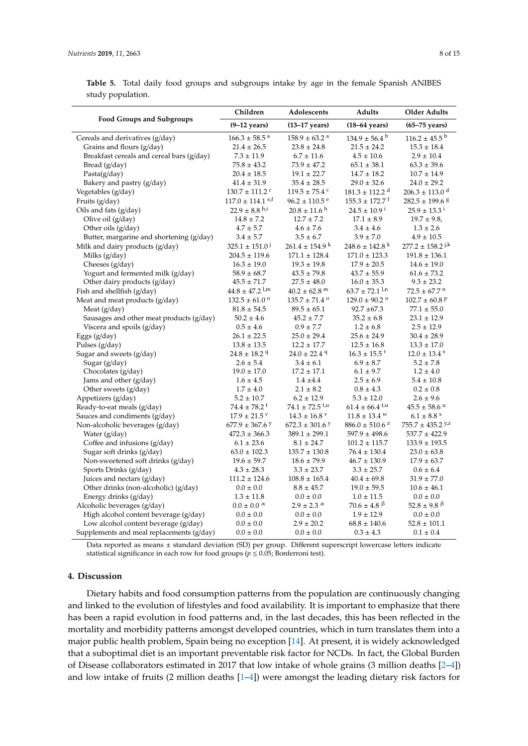**Table 5.** Total daily food groups and subgroups intake by age in the female Spanish ANIBES study population.

| Food Groups and Subgroups | Children | Adolescents | Adults | Older Adults |
|---|---|---|---|---|
| | (9–12 years) | (13–17 years) | (18–64 years) | (65–75 years) |
| Cereals and derivatives (g/day) | 166.3 ± 58.5 [a] | 158.9 ± 63.2 [a] | 134.9 ± 56.4 [b] | 116.2 ± 45.5 [b] |
| Grains and flours (g/day) | 21.4 ± 26.5 | 23.8 ± 24.8 | 21.5 ± 24.2 | 15.3 ± 18.4 |
| Breakfast cereals and cereal bars (g/day) | 7.3 ± 11.9 | 6.7 ± 11.6 | 4.5 ± 10.6 | 2.9 ± 10.4 |
| Bread (g/day) | 75.8 ± 43.2 | 73.9 ± 47.2 | 65.1 ± 38.1 | 63.3 ± 39.6 |
| Pasta(g/day) | 20.4 ± 18.5 | 19.1 ± 22.7 | 14.7 ± 18.2 | 10.7 ± 14.9 |
| Bakery and pastry (g/day) | 41.4 ± 31.9 | 35.4 ± 28.5 | 29.0 ± 32.6 | 24.0 ± 29.2 |
| Vegetables (g/day) | 130.7 ± 111.2 [c] | 119.5 ± 75.4 [c] | 181.3 ± 112.2 [d] | 206.3 ± 113.0 [d] |
| Fruits (g/day) | 117.0 ± 114.1 [e,f] | 96.2 ± 110.5 [e] | 155.3 ± 172.7 [f] | 282.5 ± 199.6 [g] |
| Oils and fats (g/day) | 22.9 ± 8.8 [h,i] | 20.8 ± 11.6 [h] | 24.5 ± 10.9 [i] | 25.9 ± 13.3 [i] |
| Olive oil (g/day) | 14.8 ± 7.2 | 12.7 ± 7.2 | 17.1 ± 8.9 | 19.7 ± 9.8, |
| Other oils (g/day) | 4.7 ± 5.7 | 4.6 ± 7.6 | 3.4 ± 4.6 | 1.3 ± 2.6 |
| Butter, margarine and shortening (g/day) | 3.4 ± 5.7 | 3.5 ± 6.7 | 3.9 ± 7.0 | 4.9 ± 10.5 |
| Milk and dairy products (g/day) | 325.1 ± 151.0 [j] | 261.4 ± 154.9 [k] | 248.6 ± 142.8 [k] | 277.2 ± 158.2 [j,k] |
| Milks (g/day) | 204.5 ± 119.6 | 171.1 ± 128.4 | 171.0 ± 123.3 | 191.8 ± 136.1 |
| Cheeses (g/day) | 16.3 ± 19.0 | 19.3 ± 19.8 | 17.9 ± 20.5 | 14.6 ± 19.0 |
| Yogurt and fermented milk (g/day) | 58.9 ± 68.7 | 43.5 ± 79.8 | 43.7 ± 55.9 | 61.6 ± 73.2 |
| Other dairy products (g/day) | 45.5 ± 71.7 | 27.5 ± 48.0 | 16.0 ± 35.3 | 9.3 ± 23.2 |
| Fish and shellfish (g/day) | 44.8 ± 47.2 [l,m] | 40.2 ± 62.8 [m] | 63.7 ± 72.1 [l,n] | 72.5 ± 67.7 [n] |
| Meat and meat products (g/day) | 132.5 ± 61.0 [o] | 135.7 ± 71.4 [o] | 129.0 ± 90.2 [o] | 102.7 ± 60.8 [p] |
| Meat (g/day) | 81.8 ± 54.5 | 89.5 ± 65.1 | 92.7 ±67.3 | 77.1 ± 55.0 |
| Sausages and other meat products (g/day) | 50.2 ± 4.6 | 45.2 ± 7.7 | 35.2 ± 6.8 | 23.1 ± 12.9 |
| Viscera and spoils (g/day) | 0.5 ± 4.6 | 0.9 ± 7.7 | 1.2 ± 6.8 | 2.5 ± 12.9 |
| Eggs (g/day) | 26.1 ± 22.5 | 25.0 ± 29.4 | 25.6 ± 24.9 | 30.4 ± 28.9 |
| Pulses (g/day) | 13.8 ± 13.5 | 12.2 ± 17.7 | 12.5 ± 16.8 | 13.3 ± 17.0 |
| Sugar and sweets (g/day) | 24.8 ± 18.2 [q] | 24.0 ± 22.4 [q] | 16.3 ± 15.5 [r] | 12.0 ± 13.4 [s] |
| Sugar (g/day) | 2.6 ± 5.4 | 3.4 ± 6.1 | 6.9 ± 8.7 | 5.2 ± 7.8 |
| Chocolates (g/day) | 19.0 ± 17.0 | 17.2 ± 17.1 | 6.1 ± 9.7 | 1.2 ± 4.0 |
| Jams and other (g/day) | 1.6 ± 4.5 | 1.4 ±4.4 | 2.5 ± 6.9 | 5.4 ± 10.8 |
| Other sweets (g/day) | 1.7 ± 4.0 | 2.1 ± 8.2 | 0.8 ± 4.3 | 0.2 ± 0.8 |
| Appetizers (g/day) | 5.2 ± 10.7 | 6.2 ± 12.9 | 5.3 ± 12.0 | 2.6 ± 9.6 |
| Ready-to-eat meals (g/day) | 74.4 ± 78.2 [t] | 74.1 ± 72.5 [t,u] | 61.4 ± 66.4 [t,u] | 45.5 ± 58.6 [u] |
| Sauces and condiments (g/day) | 17.9 ± 21.5 [v] | 14.3 ± 16.8 [v] | 11.8 ± 13.4 [w] | 6.1 ± 8.8 [x] |
| Non-alcoholic beverages (g/day) | 677.9 ± 367.6 [y] | 672.3 ± 301.6 [y] | 886.0 ± 510.6 [z] | 755.7 ± 435.2 [y,z] |
| Water (g/day) | 472.3 ± 366.3 | 389.1 ± 299.1 | 597.9 ± 498.6 | 537.7 ± 422.9 |
| Coffee and infusions (g/day) | 6.1 ± 23.6 | 8.1 ± 24.7 | 101.2 ± 115.7 | 133.9 ± 193.5 |
| Sugar soft drinks (g/day) | 63.0 ± 102.3 | 135.7 ± 130.8 | 76.4 ± 130.4 | 23.0 ± 63.8 |
| Non-sweetened soft drinks (g/day) | 19.6 ± 59.7 | 18.6 ± 79.9 | 46.7 ± 130.9 | 17.9 ± 63.7 |
| Sports Drinks (g/day) | 4.3 ± 28.3 | 3.3 ± 23.7 | 3.3 ± 25.7 | 0.6 ± 6.4 |
| Juices and nectars (g/day) | 111.2 ± 124.6 | 108.8 ± 165.4 | 40.4 ± 69.8 | 31.9 ± 77.0 |
| Other drinks (non-alcoholic) (g/day) | 0.0 ± 0.0 | 8.8 ± 45.7 | 19.0 ± 59.5 | 10.6 ± 46.1 |
| Energy drinks (g/day) | 1.3 ± 11.8 | 0.0 ± 0.0 | 1.0 ± 11.5 | 0.0 ± 0.0 |
| Alcoholic beverages (g/day) | 0.0 ± 0.0 [α] | 2.9 ± 2.3 [α] | 70.6 ± 4.8 [β] | 52.8 ± 9.8 [β] |
| High alcohol content beverage (g/day) | 0.0 ± 0.0 | 0.0 ± 0.0 | 1.9 ± 12.9 | 0.0 ± 0.0 |
| Low alcohol content beverage (g/day) | 0.0 ± 0.0 | 2.9 ± 20.2 | 68.8 ± 140.6 | 52.8 ± 101.1 |
| Supplements and meal replacements (g/day) | 0.0 ± 0.0 | 0.0 ± 0.0 | 0.3 ± 4.3 | 0.1 ± 0.4 |

Data reported as means ± standard deviation (SD) per group. Different superscript lowercase letters indicate statistical significance in each row for food groups ($p \leq 0.05$; Bonferroni test).

## 4. Discussion

Dietary habits and food consumption patterns from the population are continuously changing and linked to the evolution of lifestyles and food availability. It is important to emphasize that there has been a rapid evolution in food patterns and, in the last decades, this has been reflected in the mortality and morbidity patterns amongst developed countries, which in turn translates them into a major public health problem, Spain being no exception [14]. At present, it is widely acknowledged that a suboptimal diet is an important preventable risk factor for NCDs. In fact, the Global Burden of Disease collaborators estimated in 2017 that low intake of whole grains (3 million deaths [2–4]) and low intake of fruits (2 million deaths [1–4]) were amongst the leading dietary risk factors for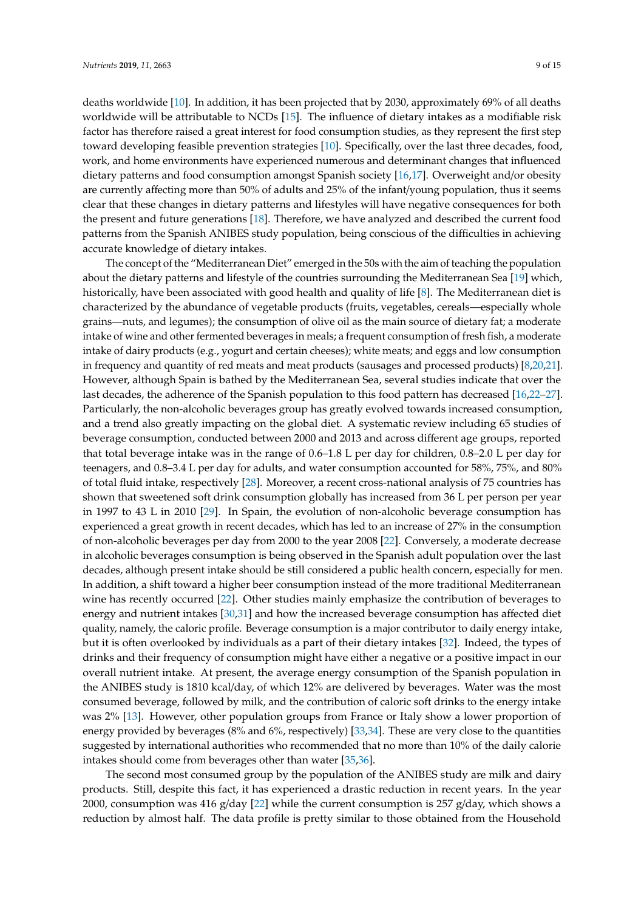deaths worldwide [10]. In addition, it has been projected that by 2030, approximately 69% of all deaths worldwide will be attributable to NCDs [15]. The influence of dietary intakes as a modifiable risk factor has therefore raised a great interest for food consumption studies, as they represent the first step toward developing feasible prevention strategies [10]. Specifically, over the last three decades, food, work, and home environments have experienced numerous and determinant changes that influenced dietary patterns and food consumption amongst Spanish society [16,17]. Overweight and/or obesity are currently affecting more than 50% of adults and 25% of the infant/young population, thus it seems clear that these changes in dietary patterns and lifestyles will have negative consequences for both the present and future generations [18]. Therefore, we have analyzed and described the current food patterns from the Spanish ANIBES study population, being conscious of the difficulties in achieving accurate knowledge of dietary intakes.

The concept of the "Mediterranean Diet" emerged in the 50s with the aim of teaching the population about the dietary patterns and lifestyle of the countries surrounding the Mediterranean Sea [19] which, historically, have been associated with good health and quality of life [8]. The Mediterranean diet is characterized by the abundance of vegetable products (fruits, vegetables, cereals—especially whole grains—nuts, and legumes); the consumption of olive oil as the main source of dietary fat; a moderate intake of wine and other fermented beverages in meals; a frequent consumption of fresh fish, a moderate intake of dairy products (e.g., yogurt and certain cheeses); white meats; and eggs and low consumption in frequency and quantity of red meats and meat products (sausages and processed products) [8,20,21]. However, although Spain is bathed by the Mediterranean Sea, several studies indicate that over the last decades, the adherence of the Spanish population to this food pattern has decreased [16,22–27]. Particularly, the non-alcoholic beverages group has greatly evolved towards increased consumption, and a trend also greatly impacting on the global diet. A systematic review including 65 studies of beverage consumption, conducted between 2000 and 2013 and across different age groups, reported that total beverage intake was in the range of 0.6–1.8 L per day for children, 0.8–2.0 L per day for teenagers, and 0.8–3.4 L per day for adults, and water consumption accounted for 58%, 75%, and 80% of total fluid intake, respectively [28]. Moreover, a recent cross-national analysis of 75 countries has shown that sweetened soft drink consumption globally has increased from 36 L per person per year in 1997 to 43 L in 2010 [29]. In Spain, the evolution of non-alcoholic beverage consumption has experienced a great growth in recent decades, which has led to an increase of 27% in the consumption of non-alcoholic beverages per day from 2000 to the year 2008 [22]. Conversely, a moderate decrease in alcoholic beverages consumption is being observed in the Spanish adult population over the last decades, although present intake should be still considered a public health concern, especially for men. In addition, a shift toward a higher beer consumption instead of the more traditional Mediterranean wine has recently occurred [22]. Other studies mainly emphasize the contribution of beverages to energy and nutrient intakes [30,31] and how the increased beverage consumption has affected diet quality, namely, the caloric profile. Beverage consumption is a major contributor to daily energy intake, but it is often overlooked by individuals as a part of their dietary intakes [32]. Indeed, the types of drinks and their frequency of consumption might have either a negative or a positive impact in our overall nutrient intake. At present, the average energy consumption of the Spanish population in the ANIBES study is 1810 kcal/day, of which 12% are delivered by beverages. Water was the most consumed beverage, followed by milk, and the contribution of caloric soft drinks to the energy intake was 2% [13]. However, other population groups from France or Italy show a lower proportion of energy provided by beverages (8% and 6%, respectively) [33,34]. These are very close to the quantities suggested by international authorities who recommended that no more than 10% of the daily calorie intakes should come from beverages other than water [35,36].

The second most consumed group by the population of the ANIBES study are milk and dairy products. Still, despite this fact, it has experienced a drastic reduction in recent years. In the year 2000, consumption was 416 g/day [22] while the current consumption is 257 g/day, which shows a reduction by almost half. The data profile is pretty similar to those obtained from the Household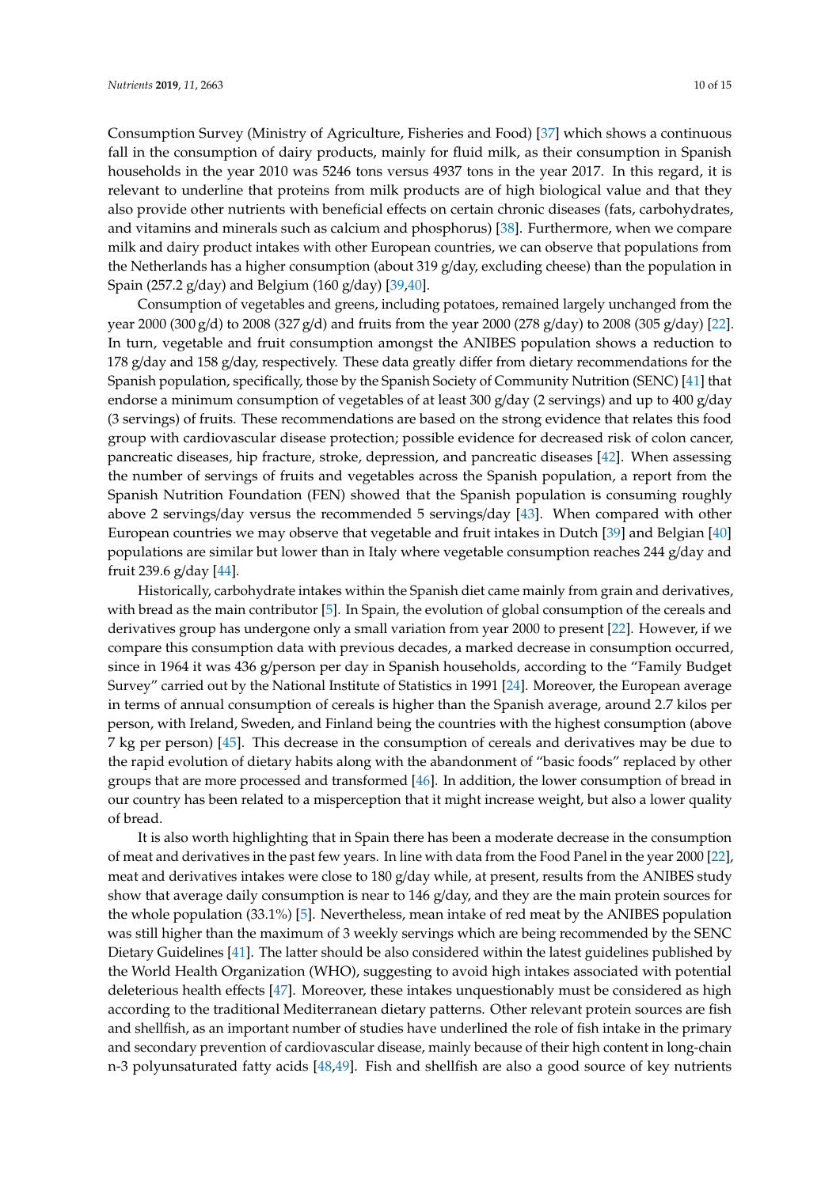Consumption Survey (Ministry of Agriculture, Fisheries and Food) [37] which shows a continuous fall in the consumption of dairy products, mainly for fluid milk, as their consumption in Spanish households in the year 2010 was 5246 tons versus 4937 tons in the year 2017. In this regard, it is relevant to underline that proteins from milk products are of high biological value and that they also provide other nutrients with beneficial effects on certain chronic diseases (fats, carbohydrates, and vitamins and minerals such as calcium and phosphorus) [38]. Furthermore, when we compare milk and dairy product intakes with other European countries, we can observe that populations from the Netherlands has a higher consumption (about 319 g/day, excluding cheese) than the population in Spain (257.2 g/day) and Belgium (160 g/day) [39,40].

Consumption of vegetables and greens, including potatoes, remained largely unchanged from the year 2000 (300 g/d) to 2008 (327 g/d) and fruits from the year 2000 (278 g/day) to 2008 (305 g/day) [22]. In turn, vegetable and fruit consumption amongst the ANIBES population shows a reduction to 178 g/day and 158 g/day, respectively. These data greatly differ from dietary recommendations for the Spanish population, specifically, those by the Spanish Society of Community Nutrition (SENC) [41] that endorse a minimum consumption of vegetables of at least 300 g/day (2 servings) and up to 400 g/day (3 servings) of fruits. These recommendations are based on the strong evidence that relates this food group with cardiovascular disease protection; possible evidence for decreased risk of colon cancer, pancreatic diseases, hip fracture, stroke, depression, and pancreatic diseases [42]. When assessing the number of servings of fruits and vegetables across the Spanish population, a report from the Spanish Nutrition Foundation (FEN) showed that the Spanish population is consuming roughly above 2 servings/day versus the recommended 5 servings/day [43]. When compared with other European countries we may observe that vegetable and fruit intakes in Dutch [39] and Belgian [40] populations are similar but lower than in Italy where vegetable consumption reaches 244 g/day and fruit 239.6 g/day [44].

Historically, carbohydrate intakes within the Spanish diet came mainly from grain and derivatives, with bread as the main contributor [5]. In Spain, the evolution of global consumption of the cereals and derivatives group has undergone only a small variation from year 2000 to present [22]. However, if we compare this consumption data with previous decades, a marked decrease in consumption occurred, since in 1964 it was 436 g/person per day in Spanish households, according to the "Family Budget Survey" carried out by the National Institute of Statistics in 1991 [24]. Moreover, the European average in terms of annual consumption of cereals is higher than the Spanish average, around 2.7 kilos per person, with Ireland, Sweden, and Finland being the countries with the highest consumption (above 7 kg per person) [45]. This decrease in the consumption of cereals and derivatives may be due to the rapid evolution of dietary habits along with the abandonment of "basic foods" replaced by other groups that are more processed and transformed [46]. In addition, the lower consumption of bread in our country has been related to a misperception that it might increase weight, but also a lower quality of bread.

It is also worth highlighting that in Spain there has been a moderate decrease in the consumption of meat and derivatives in the past few years. In line with data from the Food Panel in the year 2000 [22], meat and derivatives intakes were close to 180 g/day while, at present, results from the ANIBES study show that average daily consumption is near to 146 g/day, and they are the main protein sources for the whole population (33.1%) [5]. Nevertheless, mean intake of red meat by the ANIBES population was still higher than the maximum of 3 weekly servings which are being recommended by the SENC Dietary Guidelines [41]. The latter should be also considered within the latest guidelines published by the World Health Organization (WHO), suggesting to avoid high intakes associated with potential deleterious health effects [47]. Moreover, these intakes unquestionably must be considered as high according to the traditional Mediterranean dietary patterns. Other relevant protein sources are fish and shellfish, as an important number of studies have underlined the role of fish intake in the primary and secondary prevention of cardiovascular disease, mainly because of their high content in long-chain n-3 polyunsaturated fatty acids [48,49]. Fish and shellfish are also a good source of key nutrients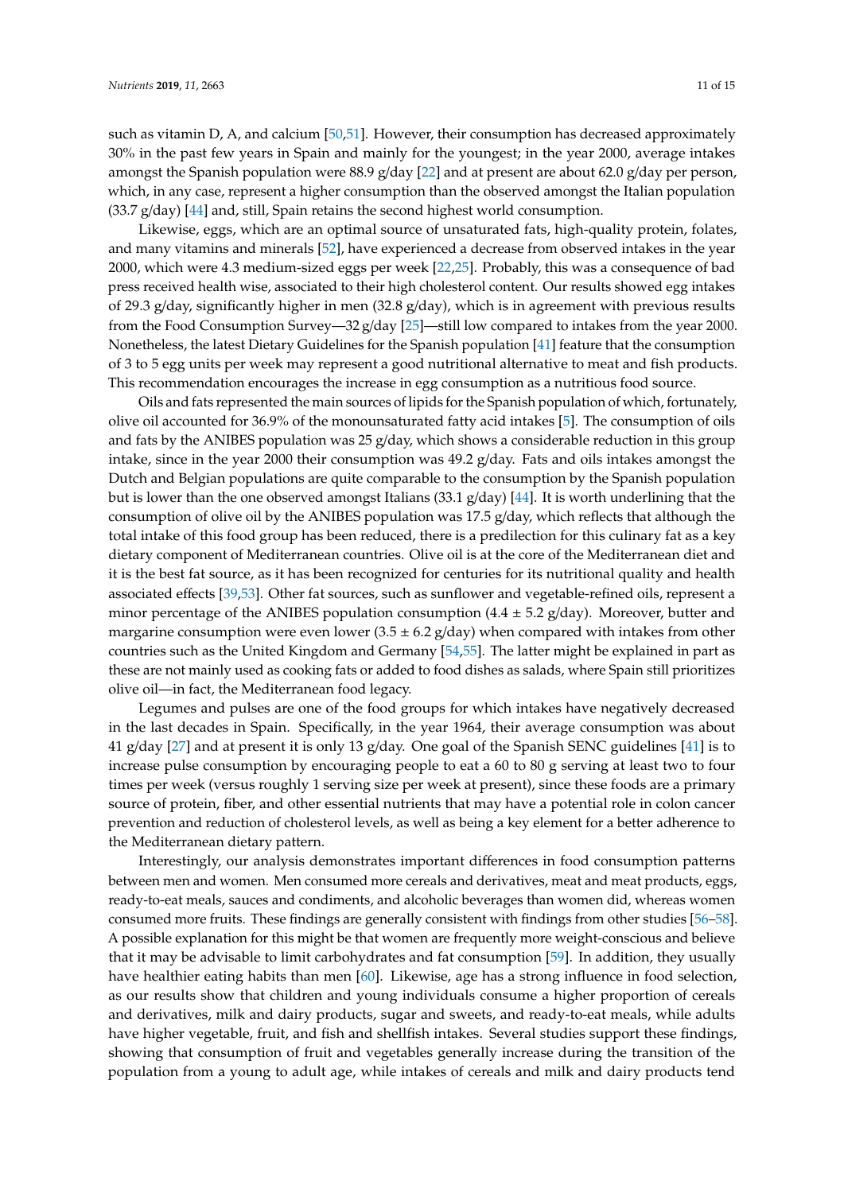such as vitamin D, A, and calcium [50,51]. However, their consumption has decreased approximately 30% in the past few years in Spain and mainly for the youngest; in the year 2000, average intakes amongst the Spanish population were 88.9 g/day [22] and at present are about 62.0 g/day per person, which, in any case, represent a higher consumption than the observed amongst the Italian population (33.7 g/day) [44] and, still, Spain retains the second highest world consumption.

Likewise, eggs, which are an optimal source of unsaturated fats, high-quality protein, folates, and many vitamins and minerals [52], have experienced a decrease from observed intakes in the year 2000, which were 4.3 medium-sized eggs per week [22,25]. Probably, this was a consequence of bad press received health wise, associated to their high cholesterol content. Our results showed egg intakes of 29.3 g/day, significantly higher in men (32.8 g/day), which is in agreement with previous results from the Food Consumption Survey—32 g/day [25]—still low compared to intakes from the year 2000. Nonetheless, the latest Dietary Guidelines for the Spanish population [41] feature that the consumption of 3 to 5 egg units per week may represent a good nutritional alternative to meat and fish products. This recommendation encourages the increase in egg consumption as a nutritious food source.

Oils and fats represented the main sources of lipids for the Spanish population of which, fortunately, olive oil accounted for 36.9% of the monounsaturated fatty acid intakes [5]. The consumption of oils and fats by the ANIBES population was 25 g/day, which shows a considerable reduction in this group intake, since in the year 2000 their consumption was 49.2 g/day. Fats and oils intakes amongst the Dutch and Belgian populations are quite comparable to the consumption by the Spanish population but is lower than the one observed amongst Italians (33.1 g/day) [44]. It is worth underlining that the consumption of olive oil by the ANIBES population was 17.5 g/day, which reflects that although the total intake of this food group has been reduced, there is a predilection for this culinary fat as a key dietary component of Mediterranean countries. Olive oil is at the core of the Mediterranean diet and it is the best fat source, as it has been recognized for centuries for its nutritional quality and health associated effects [39,53]. Other fat sources, such as sunflower and vegetable-refined oils, represent a minor percentage of the ANIBES population consumption (4.4 ± 5.2 g/day). Moreover, butter and margarine consumption were even lower (3.5 ± 6.2 g/day) when compared with intakes from other countries such as the United Kingdom and Germany [54,55]. The latter might be explained in part as these are not mainly used as cooking fats or added to food dishes as salads, where Spain still prioritizes olive oil—in fact, the Mediterranean food legacy.

Legumes and pulses are one of the food groups for which intakes have negatively decreased in the last decades in Spain. Specifically, in the year 1964, their average consumption was about 41 g/day [27] and at present it is only 13 g/day. One goal of the Spanish SENC guidelines [41] is to increase pulse consumption by encouraging people to eat a 60 to 80 g serving at least two to four times per week (versus roughly 1 serving size per week at present), since these foods are a primary source of protein, fiber, and other essential nutrients that may have a potential role in colon cancer prevention and reduction of cholesterol levels, as well as being a key element for a better adherence to the Mediterranean dietary pattern.

Interestingly, our analysis demonstrates important differences in food consumption patterns between men and women. Men consumed more cereals and derivatives, meat and meat products, eggs, ready-to-eat meals, sauces and condiments, and alcoholic beverages than women did, whereas women consumed more fruits. These findings are generally consistent with findings from other studies [56–58]. A possible explanation for this might be that women are frequently more weight-conscious and believe that it may be advisable to limit carbohydrates and fat consumption [59]. In addition, they usually have healthier eating habits than men [60]. Likewise, age has a strong influence in food selection, as our results show that children and young individuals consume a higher proportion of cereals and derivatives, milk and dairy products, sugar and sweets, and ready-to-eat meals, while adults have higher vegetable, fruit, and fish and shellfish intakes. Several studies support these findings, showing that consumption of fruit and vegetables generally increase during the transition of the population from a young to adult age, while intakes of cereals and milk and dairy products tend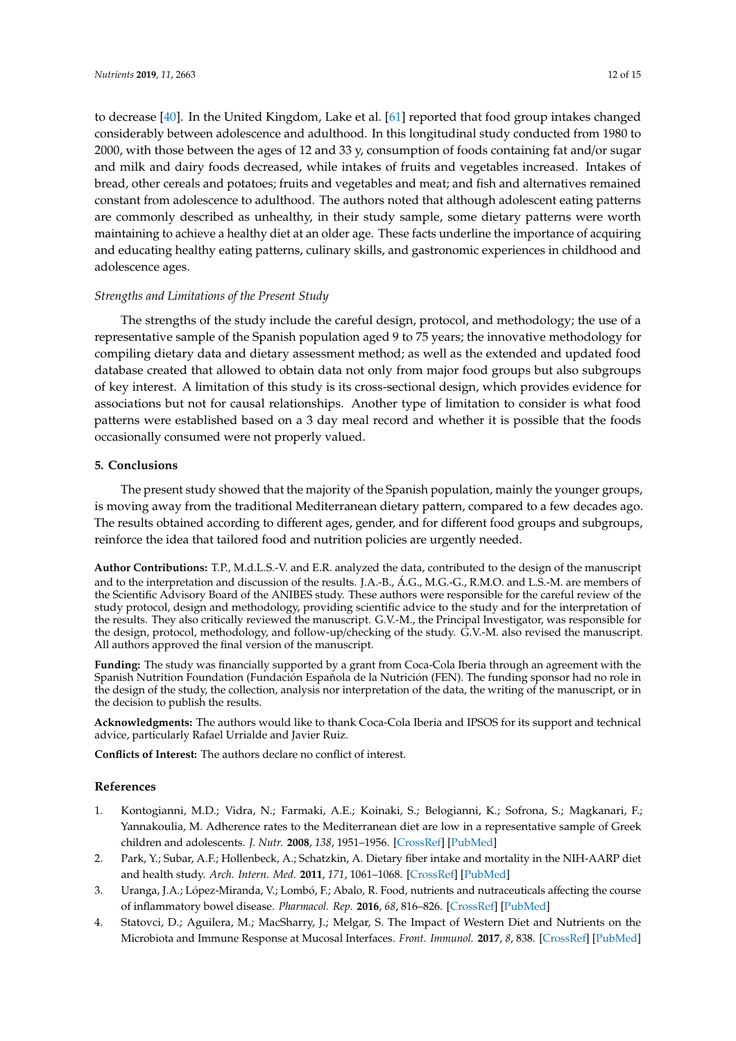to decrease [40]. In the United Kingdom, Lake et al. [61] reported that food group intakes changed considerably between adolescence and adulthood. In this longitudinal study conducted from 1980 to 2000, with those between the ages of 12 and 33 y, consumption of foods containing fat and/or sugar and milk and dairy foods decreased, while intakes of fruits and vegetables increased. Intakes of bread, other cereals and potatoes; fruits and vegetables and meat; and fish and alternatives remained constant from adolescence to adulthood. The authors noted that although adolescent eating patterns are commonly described as unhealthy, in their study sample, some dietary patterns were worth maintaining to achieve a healthy diet at an older age. These facts underline the importance of acquiring and educating healthy eating patterns, culinary skills, and gastronomic experiences in childhood and adolescence ages.

*Strengths and Limitations of the Present Study*

The strengths of the study include the careful design, protocol, and methodology; the use of a representative sample of the Spanish population aged 9 to 75 years; the innovative methodology for compiling dietary data and dietary assessment method; as well as the extended and updated food database created that allowed to obtain data not only from major food groups but also subgroups of key interest. A limitation of this study is its cross-sectional design, which provides evidence for associations but not for causal relationships. Another type of limitation to consider is what food patterns were established based on a 3 day meal record and whether it is possible that the foods occasionally consumed were not properly valued.

## 5. Conclusions

The present study showed that the majority of the Spanish population, mainly the younger groups, is moving away from the traditional Mediterranean dietary pattern, compared to a few decades ago. The results obtained according to different ages, gender, and for different food groups and subgroups, reinforce the idea that tailored food and nutrition policies are urgently needed.

**Author Contributions:** T.P., M.d.L.S.-V. and E.R. analyzed the data, contributed to the design of the manuscript and to the interpretation and discussion of the results. J.A.-B., Á.G., M.G.-G., R.M.O. and L.S.-M. are members of the Scientific Advisory Board of the ANIBES study. These authors were responsible for the careful review of the study protocol, design and methodology, providing scientific advice to the study and for the interpretation of the results. They also critically reviewed the manuscript. G.V.-M., the Principal Investigator, was responsible for the design, protocol, methodology, and follow-up/checking of the study. G.V.-M. also revised the manuscript. All authors approved the final version of the manuscript.

**Funding:** The study was financially supported by a grant from Coca-Cola Iberia through an agreement with the Spanish Nutrition Foundation (Fundación Española de la Nutrición (FEN). The funding sponsor had no role in the design of the study, the collection, analysis nor interpretation of the data, the writing of the manuscript, or in the decision to publish the results.

**Acknowledgments:** The authors would like to thank Coca-Cola Iberia and IPSOS for its support and technical advice, particularly Rafael Urrialde and Javier Ruiz.

**Conflicts of Interest:** The authors declare no conflict of interest.

## References

1. Kontogianni, M.D.; Vidra, N.; Farmaki, A.E.; Koinaki, S.; Belogianni, K.; Sofrona, S.; Magkanari, F.; Yannakoulia, M. Adherence rates to the Mediterranean diet are low in a representative sample of Greek children and adolescents. *J. Nutr.* **2008**, *138*, 1951–1956. [CrossRef] [PubMed]
2. Park, Y.; Subar, A.F.; Hollenbeck, A.; Schatzkin, A. Dietary fiber intake and mortality in the NIH-AARP diet and health study. *Arch. Intern. Med.* **2011**, *171*, 1061–1068. [CrossRef] [PubMed]
3. Uranga, J.A.; López-Miranda, V.; Lombó, F.; Abalo, R. Food, nutrients and nutraceuticals affecting the course of inflammatory bowel disease. *Pharmacol. Rep.* **2016**, *68*, 816–826. [CrossRef] [PubMed]
4. Statovci, D.; Aguilera, M.; MacSharry, J.; Melgar, S. The Impact of Western Diet and Nutrients on the Microbiota and Immune Response at Mucosal Interfaces. *Front. Immunol.* **2017**, *8*, 838. [CrossRef] [PubMed]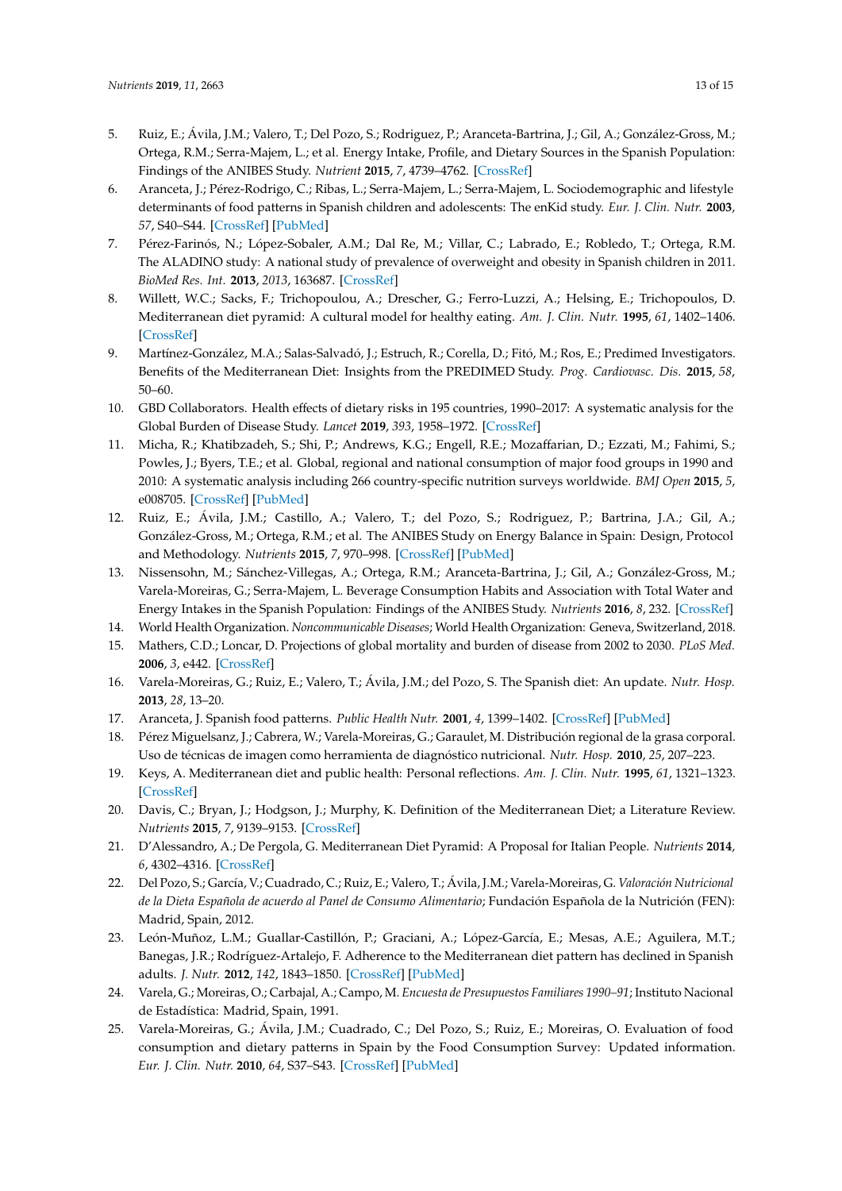5. Ruiz, E.; Ávila, J.M.; Valero, T.; Del Pozo, S.; Rodriguez, P.; Aranceta-Bartrina, J.; Gil, A.; González-Gross, M.; Ortega, R.M.; Serra-Majem, L.; et al. Energy Intake, Profile, and Dietary Sources in the Spanish Population: Findings of the ANIBES Study. *Nutrient* **2015**, *7*, 4739–4762. [CrossRef]
6. Aranceta, J.; Pérez-Rodrigo, C.; Ribas, L.; Serra-Majem, L.; Serra-Majem, L. Sociodemographic and lifestyle determinants of food patterns in Spanish children and adolescents: The enKid study. *Eur. J. Clin. Nutr.* **2003**, *57*, S40–S44. [CrossRef] [PubMed]
7. Pérez-Farinós, N.; López-Sobaler, A.M.; Dal Re, M.; Villar, C.; Labrado, E.; Robledo, T.; Ortega, R.M. The ALADINO study: A national study of prevalence of overweight and obesity in Spanish children in 2011. *BioMed Res. Int.* **2013**, *2013*, 163687. [CrossRef]
8. Willett, W.C.; Sacks, F.; Trichopoulou, A.; Drescher, G.; Ferro-Luzzi, A.; Helsing, E.; Trichopoulos, D. Mediterranean diet pyramid: A cultural model for healthy eating. *Am. J. Clin. Nutr.* **1995**, *61*, 1402–1406. [CrossRef]
9. Martínez-González, M.A.; Salas-Salvadó, J.; Estruch, R.; Corella, D.; Fitó, M.; Ros, E.; Predimed Investigators. Benefits of the Mediterranean Diet: Insights from the PREDIMED Study. *Prog. Cardiovasc. Dis.* **2015**, *58*, 50–60.
10. GBD Collaborators. Health effects of dietary risks in 195 countries, 1990–2017: A systematic analysis for the Global Burden of Disease Study. *Lancet* **2019**, *393*, 1958–1972. [CrossRef]
11. Micha, R.; Khatibzadeh, S.; Shi, P.; Andrews, K.G.; Engell, R.E.; Mozaffarian, D.; Ezzati, M.; Fahimi, S.; Powles, J.; Byers, T.E.; et al. Global, regional and national consumption of major food groups in 1990 and 2010: A systematic analysis including 266 country-specific nutrition surveys worldwide. *BMJ Open* **2015**, *5*, e008705. [CrossRef] [PubMed]
12. Ruiz, E.; Ávila, J.M.; Castillo, A.; Valero, T.; del Pozo, S.; Rodriguez, P.; Bartrina, J.A.; Gil, A.; González-Gross, M.; Ortega, R.M.; et al. The ANIBES Study on Energy Balance in Spain: Design, Protocol and Methodology. *Nutrients* **2015**, *7*, 970–998. [CrossRef] [PubMed]
13. Nissensohn, M.; Sánchez-Villegas, A.; Ortega, R.M.; Aranceta-Bartrina, J.; Gil, A.; González-Gross, M.; Varela-Moreiras, G.; Serra-Majem, L. Beverage Consumption Habits and Association with Total Water and Energy Intakes in the Spanish Population: Findings of the ANIBES Study. *Nutrients* **2016**, *8*, 232. [CrossRef]
14. World Health Organization. *Noncommunicable Diseases*; World Health Organization: Geneva, Switzerland, 2018.
15. Mathers, C.D.; Loncar, D. Projections of global mortality and burden of disease from 2002 to 2030. *PLoS Med.* **2006**, *3*, e442. [CrossRef]
16. Varela-Moreiras, G.; Ruiz, E.; Valero, T.; Ávila, J.M.; del Pozo, S. The Spanish diet: An update. *Nutr. Hosp.* **2013**, *28*, 13–20.
17. Aranceta, J. Spanish food patterns. *Public Health Nutr.* **2001**, *4*, 1399–1402. [CrossRef] [PubMed]
18. Pérez Miguelsanz, J.; Cabrera, W.; Varela-Moreiras, G.; Garaulet, M. Distribución regional de la grasa corporal. Uso de técnicas de imagen como herramienta de diagnóstico nutricional. *Nutr. Hosp.* **2010**, *25*, 207–223.
19. Keys, A. Mediterranean diet and public health: Personal reflections. *Am. J. Clin. Nutr.* **1995**, *61*, 1321–1323. [CrossRef]
20. Davis, C.; Bryan, J.; Hodgson, J.; Murphy, K. Definition of the Mediterranean Diet; a Literature Review. *Nutrients* **2015**, *7*, 9139–9153. [CrossRef]
21. D'Alessandro, A.; De Pergola, G. Mediterranean Diet Pyramid: A Proposal for Italian People. *Nutrients* **2014**, *6*, 4302–4316. [CrossRef]
22. Del Pozo, S.; García, V.; Cuadrado, C.; Ruiz, E.; Valero, T.; Ávila, J.M.; Varela-Moreiras, G. *Valoración Nutricional de la Dieta Española de acuerdo al Panel de Consumo Alimentario*; Fundación Española de la Nutrición (FEN): Madrid, Spain, 2012.
23. León-Muñoz, L.M.; Guallar-Castillón, P.; Graciani, A.; López-García, E.; Mesas, A.E.; Aguilera, M.T.; Banegas, J.R.; Rodríguez-Artalejo, F. Adherence to the Mediterranean diet pattern has declined in Spanish adults. *J. Nutr.* **2012**, *142*, 1843–1850. [CrossRef] [PubMed]
24. Varela, G.; Moreiras, O.; Carbajal, A.; Campo, M. *Encuesta de Presupuestos Familiares 1990–91*; Instituto Nacional de Estadística: Madrid, Spain, 1991.
25. Varela-Moreiras, G.; Ávila, J.M.; Cuadrado, C.; Del Pozo, S.; Ruiz, E.; Moreiras, O. Evaluation of food consumption and dietary patterns in Spain by the Food Consumption Survey: Updated information. *Eur. J. Clin. Nutr.* **2010**, *64*, S37–S43. [CrossRef] [PubMed]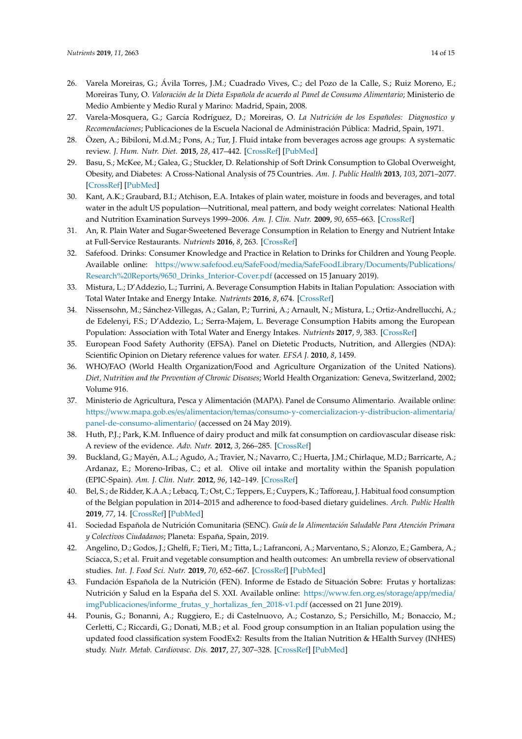26. Varela Moreiras, G.; Ávila Torres, J.M.; Cuadrado Vives, C.; del Pozo de la Calle, S.; Ruiz Moreno, E.; Moreiras Tuny, O. *Valoración de la Dieta Española de acuerdo al Panel de Consumo Alimentario*; Ministerio de Medio Ambiente y Medio Rural y Marino: Madrid, Spain, 2008.
27. Varela-Mosquera, G.; García Rodríguez, D.; Moreiras, O. *La Nutrición de los Españoles: Diagnostico y Recomendaciones*; Publicaciones de la Escuela Nacional de Administración Pública: Madrid, Spain, 1971.
28. Özen, A.; Bibiloni, M.d.M.; Pons, A.; Tur, J. Fluid intake from beverages across age groups: A systematic review. *J. Hum. Nutr. Diet.* **2015**, *28*, 417–442. [CrossRef] [PubMed]
29. Basu, S.; McKee, M.; Galea, G.; Stuckler, D. Relationship of Soft Drink Consumption to Global Overweight, Obesity, and Diabetes: A Cross-National Analysis of 75 Countries. *Am. J. Public Health* **2013**, *103*, 2071–2077. [CrossRef] [PubMed]
30. Kant, A.K.; Graubard, B.I.; Atchison, E.A. Intakes of plain water, moisture in foods and beverages, and total water in the adult US population—Nutritional, meal pattern, and body weight correlates: National Health and Nutrition Examination Surveys 1999–2006. *Am. J. Clin. Nutr.* **2009**, *90*, 655–663. [CrossRef]
31. An, R. Plain Water and Sugar-Sweetened Beverage Consumption in Relation to Energy and Nutrient Intake at Full-Service Restaurants. *Nutrients* **2016**, *8*, 263. [CrossRef]
32. Safefood. Drinks: Consumer Knowledge and Practice in Relation to Drinks for Children and Young People. Available online: https://www.safefood.eu/SafeFood/media/SafeFoodLibrary/Documents/Publications/Research%20Reports/9650_Drinks_Interior-Cover.pdf (accessed on 15 January 2019).
33. Mistura, L.; D'Addezio, L.; Turrini, A. Beverage Consumption Habits in Italian Population: Association with Total Water Intake and Energy Intake. *Nutrients* **2016**, *8*, 674. [CrossRef]
34. Nissensohn, M.; Sánchez-Villegas, A.; Galan, P.; Turrini, A.; Arnault, N.; Mistura, L.; Ortiz-Andrellucchi, A.; de Edelenyi, F.S.; D'Addezio, L.; Serra-Majem, L. Beverage Consumption Habits among the European Population: Association with Total Water and Energy Intakes. *Nutrients* **2017**, *9*, 383. [CrossRef]
35. European Food Safety Authority (EFSA). Panel on Dietetic Products, Nutrition, and Allergies (NDA): Scientific Opinion on Dietary reference values for water. *EFSA J.* **2010**, *8*, 1459.
36. WHO/FAO (World Health Organization/Food and Agriculture Organization of the United Nations). *Diet, Nutrition and the Prevention of Chronic Diseases*; World Health Organization: Geneva, Switzerland, 2002; Volume 916.
37. Ministerio de Agricultura, Pesca y Alimentación (MAPA). Panel de Consumo Alimentario. Available online: https://www.mapa.gob.es/es/alimentacion/temas/consumo-y-comercializacion-y-distribucion-alimentaria/panel-de-consumo-alimentario/ (accessed on 24 May 2019).
38. Huth, P.J.; Park, K.M. Influence of dairy product and milk fat consumption on cardiovascular disease risk: A review of the evidence. *Adv. Nutr.* **2012**, *3*, 266–285. [CrossRef]
39. Buckland, G.; Mayén, A.L.; Agudo, A.; Travier, N.; Navarro, C.; Huerta, J.M.; Chirlaque, M.D.; Barricarte, A.; Ardanaz, E.; Moreno-Iribas, C.; et al. Olive oil intake and mortality within the Spanish population (EPIC-Spain). *Am. J. Clin. Nutr.* **2012**, *96*, 142–149. [CrossRef]
40. Bel, S.; de Ridder, K.A.A.; Lebacq, T.; Ost, C.; Teppers, E.; Cuypers, K.; Tafforeau, J. Habitual food consumption of the Belgian population in 2014–2015 and adherence to food-based dietary guidelines. *Arch. Public Health* **2019**, *77*, 14. [CrossRef] [PubMed]
41. Sociedad Española de Nutrición Comunitaria (SENC). *Guía de la Alimentación Saludable Para Atención Primara y Colectivos Ciudadanos*; Planeta: España, Spain, 2019.
42. Angelino, D.; Godos, J.; Ghelfi, F.; Tieri, M.; Titta, L.; Lafranconi, A.; Marventano, S.; Alonzo, E.; Gambera, A.; Sciacca, S.; et al. Fruit and vegetable consumption and health outcomes: An umbrella review of observational studies. *Int. J. Food Sci. Nutr.* **2019**, *70*, 652–667. [CrossRef] [PubMed]
43. Fundación Española de la Nutrición (FEN). Informe de Estado de Situación Sobre: Frutas y hortalizas: Nutrición y Salud en la España del S. XXI. Available online: https://www.fen.org.es/storage/app/media/imgPublicaciones/informe_frutas_y_hortalizas_fen_2018-v1.pdf (accessed on 21 June 2019).
44. Pounis, G.; Bonanni, A.; Ruggiero, E.; di Castelnuovo, A.; Costanzo, S.; Persichillo, M.; Bonaccio, M.; Cerletti, C.; Riccardi, G.; Donati, M.B.; et al. Food group consumption in an Italian population using the updated food classification system FoodEx2: Results from the Italian Nutrition & HEalth Survey (INHES) study. *Nutr. Metab. Cardiovasc. Dis.* **2017**, *27*, 307–328. [CrossRef] [PubMed]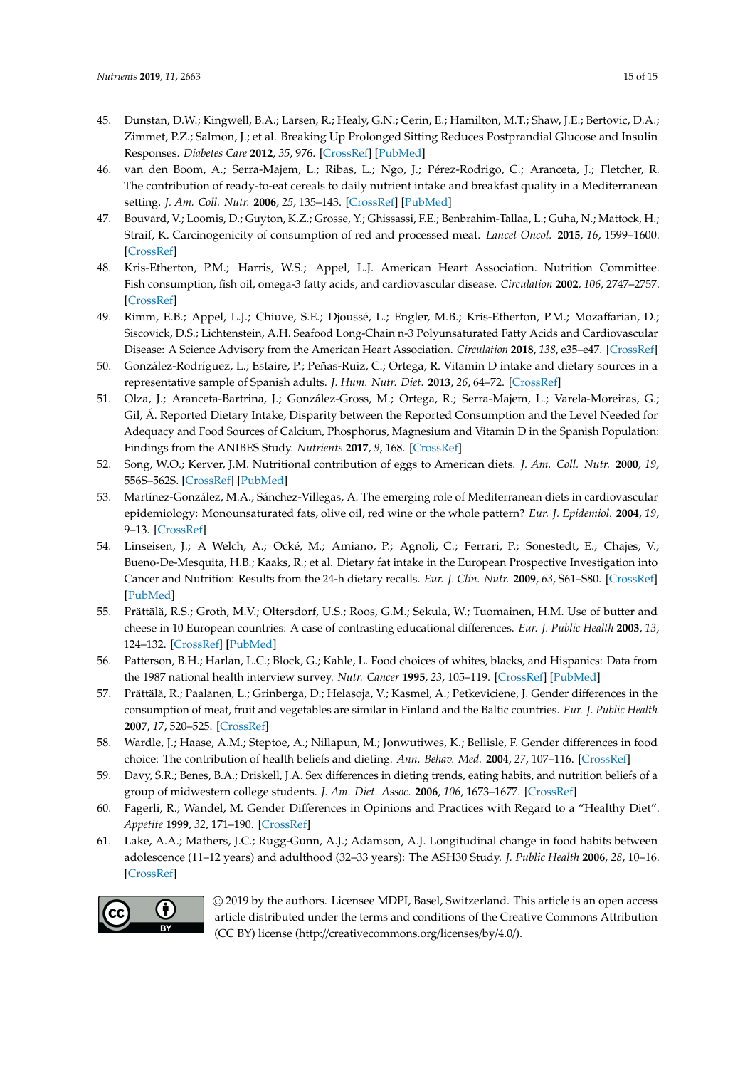45. Dunstan, D.W.; Kingwell, B.A.; Larsen, R.; Healy, G.N.; Cerin, E.; Hamilton, M.T.; Shaw, J.E.; Bertovic, D.A.; Zimmet, P.Z.; Salmon, J.; et al. Breaking Up Prolonged Sitting Reduces Postprandial Glucose and Insulin Responses. *Diabetes Care* **2012**, *35*, 976. [CrossRef] [PubMed]
46. van den Boom, A.; Serra-Majem, L.; Ribas, L.; Ngo, J.; Pérez-Rodrigo, C.; Aranceta, J.; Fletcher, R. The contribution of ready-to-eat cereals to daily nutrient intake and breakfast quality in a Mediterranean setting. *J. Am. Coll. Nutr.* **2006**, *25*, 135–143. [CrossRef] [PubMed]
47. Bouvard, V.; Loomis, D.; Guyton, K.Z.; Grosse, Y.; Ghissassi, F.E.; Benbrahim-Tallaa, L.; Guha, N.; Mattock, H.; Straif, K. Carcinogenicity of consumption of red and processed meat. *Lancet Oncol.* **2015**, *16*, 1599–1600. [CrossRef]
48. Kris-Etherton, P.M.; Harris, W.S.; Appel, L.J. American Heart Association. Nutrition Committee. Fish consumption, fish oil, omega-3 fatty acids, and cardiovascular disease. *Circulation* **2002**, *106*, 2747–2757. [CrossRef]
49. Rimm, E.B.; Appel, L.J.; Chiuve, S.E.; Djoussé, L.; Engler, M.B.; Kris-Etherton, P.M.; Mozaffarian, D.; Siscovick, D.S.; Lichtenstein, A.H. Seafood Long-Chain n-3 Polyunsaturated Fatty Acids and Cardiovascular Disease: A Science Advisory from the American Heart Association. *Circulation* **2018**, *138*, e35–e47. [CrossRef]
50. González-Rodríguez, L.; Estaire, P.; Peñas-Ruiz, C.; Ortega, R. Vitamin D intake and dietary sources in a representative sample of Spanish adults. *J. Hum. Nutr. Diet.* **2013**, *26*, 64–72. [CrossRef]
51. Olza, J.; Aranceta-Bartrina, J.; González-Gross, M.; Ortega, R.; Serra-Majem, L.; Varela-Moreiras, G.; Gil, Á. Reported Dietary Intake, Disparity between the Reported Consumption and the Level Needed for Adequacy and Food Sources of Calcium, Phosphorus, Magnesium and Vitamin D in the Spanish Population: Findings from the ANIBES Study. *Nutrients* **2017**, *9*, 168. [CrossRef]
52. Song, W.O.; Kerver, J.M. Nutritional contribution of eggs to American diets. *J. Am. Coll. Nutr.* **2000**, *19*, 556S–562S. [CrossRef] [PubMed]
53. Martínez-González, M.A.; Sánchez-Villegas, A. The emerging role of Mediterranean diets in cardiovascular epidemiology: Monounsaturated fats, olive oil, red wine or the whole pattern? *Eur. J. Epidemiol.* **2004**, *19*, 9–13. [CrossRef]
54. Linseisen, J.; A Welch, A.; Ocké, M.; Amiano, P.; Agnoli, C.; Ferrari, P.; Sonestedt, E.; Chajes, V.; Bueno-De-Mesquita, H.B.; Kaaks, R.; et al. Dietary fat intake in the European Prospective Investigation into Cancer and Nutrition: Results from the 24-h dietary recalls. *Eur. J. Clin. Nutr.* **2009**, *63*, S61–S80. [CrossRef] [PubMed]
55. Prättälä, R.S.; Groth, M.V.; Oltersdorf, U.S.; Roos, G.M.; Sekula, W.; Tuomainen, H.M. Use of butter and cheese in 10 European countries: A case of contrasting educational differences. *Eur. J. Public Health* **2003**, *13*, 124–132. [CrossRef] [PubMed]
56. Patterson, B.H.; Harlan, L.C.; Block, G.; Kahle, L. Food choices of whites, blacks, and Hispanics: Data from the 1987 national health interview survey. *Nutr. Cancer* **1995**, *23*, 105–119. [CrossRef] [PubMed]
57. Prättälä, R.; Paalanen, L.; Grinberga, D.; Helasoja, V.; Kasmel, A.; Petkeviciene, J. Gender differences in the consumption of meat, fruit and vegetables are similar in Finland and the Baltic countries. *Eur. J. Public Health* **2007**, *17*, 520–525. [CrossRef]
58. Wardle, J.; Haase, A.M.; Steptoe, A.; Nillapun, M.; Jonwutiwes, K.; Bellisle, F. Gender differences in food choice: The contribution of health beliefs and dieting. *Ann. Behav. Med.* **2004**, *27*, 107–116. [CrossRef]
59. Davy, S.R.; Benes, B.A.; Driskell, J.A. Sex differences in dieting trends, eating habits, and nutrition beliefs of a group of midwestern college students. *J. Am. Diet. Assoc.* **2006**, *106*, 1673–1677. [CrossRef]
60. Fagerli, R.; Wandel, M. Gender Differences in Opinions and Practices with Regard to a "Healthy Diet". *Appetite* **1999**, *32*, 171–190. [CrossRef]
61. Lake, A.A.; Mathers, J.C.; Rugg-Gunn, A.J.; Adamson, A.J. Longitudinal change in food habits between adolescence (11–12 years) and adulthood (32–33 years): The ASH30 Study. *J. Public Health* **2006**, *28*, 10–16. [CrossRef]

© 2019 by the authors. Licensee MDPI, Basel, Switzerland. This article is an open access article distributed under the terms and conditions of the Creative Commons Attribution (CC BY) license (http://creativecommons.org/licenses/by/4.0/).